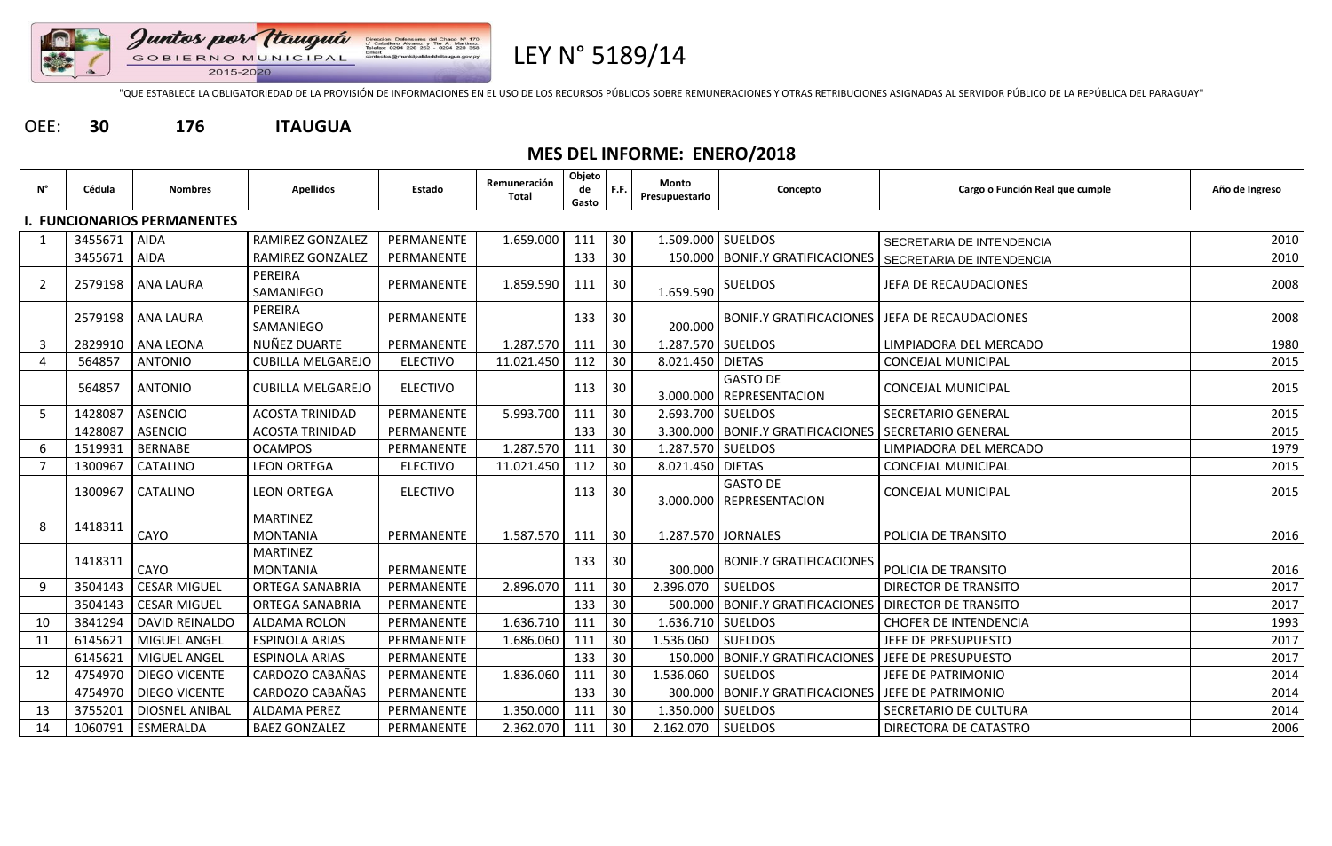Juntos por Itauguá
GOBIERNO MUNICIPAL
2015-2020

# LEY N° 5189/14

"QUE ESTABLECE LA OBLIGATORIEDAD DE LA PROVISIÓN DE INFORMACIONES EN EL USO DE LOS RECURSOS PÚBLICOS SOBRE REMUNERACIONES Y OTRAS RETRIBUCIONES ASIGNADAS AL SERVIDOR PÚBLICO DE LA REPÚBLICA DEL PARAGUAY"

OEE: **30** **176** **ITAUGUA**

## MES DEL INFORME: ENERO/2018

| N° | Cédula | Nombres | Apellidos | Estado | Remuneración Total | Objeto de Gasto | F.F. | Monto Presupuestario | Concepto | Cargo o Función Real que cumple | Año de Ingreso |
|---|---|---|---|---|---|---|---|---|---|---|---|
| **I. FUNCIONARIOS PERMANENTES** | | | | | | | | | | | |
| 1 | 3455671 | AIDA | RAMIREZ GONZALEZ | PERMANENTE | 1.659.000 | 111 | 30 | 1.509.000 | SUELDOS | SECRETARIA DE INTENDENCIA | 2010 |
| | 3455671 | AIDA | RAMIREZ GONZALEZ | PERMANENTE | | 133 | 30 | 150.000 | BONIF.Y GRATIFICACIONES | SECRETARIA DE INTENDENCIA | 2010 |
| 2 | 2579198 | ANA LAURA | PEREIRA SAMANIEGO | PERMANENTE | 1.859.590 | 111 | 30 | 1.659.590 | SUELDOS | JEFA DE RECAUDACIONES | 2008 |
| | 2579198 | ANA LAURA | PEREIRA SAMANIEGO | PERMANENTE | | 133 | 30 | 200.000 | BONIF.Y GRATIFICACIONES | JEFA DE RECAUDACIONES | 2008 |
| 3 | 2829910 | ANA LEONA | NUÑEZ DUARTE | PERMANENTE | 1.287.570 | 111 | 30 | 1.287.570 | SUELDOS | LIMPIADORA DEL MERCADO | 1980 |
| 4 | 564857 | ANTONIO | CUBILLA MELGAREJO | ELECTIVO | 11.021.450 | 112 | 30 | 8.021.450 | DIETAS | CONCEJAL MUNICIPAL | 2015 |
| | 564857 | ANTONIO | CUBILLA MELGAREJO | ELECTIVO | | 113 | 30 | 3.000.000 | GASTO DE REPRESENTACION | CONCEJAL MUNICIPAL | 2015 |
| 5 | 1428087 | ASENCIO | ACOSTA TRINIDAD | PERMANENTE | 5.993.700 | 111 | 30 | 2.693.700 | SUELDOS | SECRETARIO GENERAL | 2015 |
| | 1428087 | ASENCIO | ACOSTA TRINIDAD | PERMANENTE | | 133 | 30 | 3.300.000 | BONIF.Y GRATIFICACIONES | SECRETARIO GENERAL | 2015 |
| 6 | 1519931 | BERNABE | OCAMPOS | PERMANENTE | 1.287.570 | 111 | 30 | 1.287.570 | SUELDOS | LIMPIADORA DEL MERCADO | 1979 |
| 7 | 1300967 | CATALINO | LEON ORTEGA | ELECTIVO | 11.021.450 | 112 | 30 | 8.021.450 | DIETAS | CONCEJAL MUNICIPAL | 2015 |
| | 1300967 | CATALINO | LEON ORTEGA | ELECTIVO | | 113 | 30 | 3.000.000 | GASTO DE REPRESENTACION | CONCEJAL MUNICIPAL | 2015 |
| 8 | 1418311 | CAYO | MARTINEZ MONTANIA | PERMANENTE | 1.587.570 | 111 | 30 | 1.287.570 | JORNALES | POLICIA DE TRANSITO | 2016 |
| | 1418311 | CAYO | MARTINEZ MONTANIA | PERMANENTE | | 133 | 30 | 300.000 | BONIF.Y GRATIFICACIONES | POLICIA DE TRANSITO | 2016 |
| 9 | 3504143 | CESAR MIGUEL | ORTEGA SANABRIA | PERMANENTE | 2.896.070 | 111 | 30 | 2.396.070 | SUELDOS | DIRECTOR DE TRANSITO | 2017 |
| | 3504143 | CESAR MIGUEL | ORTEGA SANABRIA | PERMANENTE | | 133 | 30 | 500.000 | BONIF.Y GRATIFICACIONES | DIRECTOR DE TRANSITO | 2017 |
| 10 | 3841294 | DAVID REINALDO | ALDAMA ROLON | PERMANENTE | 1.636.710 | 111 | 30 | 1.636.710 | SUELDOS | CHOFER DE INTENDENCIA | 1993 |
| 11 | 6145621 | MIGUEL ANGEL | ESPINOLA ARIAS | PERMANENTE | 1.686.060 | 111 | 30 | 1.536.060 | SUELDOS | JEFE DE PRESUPUESTO | 2017 |
| | 6145621 | MIGUEL ANGEL | ESPINOLA ARIAS | PERMANENTE | | 133 | 30 | 150.000 | BONIF.Y GRATIFICACIONES | JEFE DE PRESUPUESTO | 2017 |
| 12 | 4754970 | DIEGO VICENTE | CARDOZO CABAÑAS | PERMANENTE | 1.836.060 | 111 | 30 | 1.536.060 | SUELDOS | JEFE DE PATRIMONIO | 2014 |
| | 4754970 | DIEGO VICENTE | CARDOZO CABAÑAS | PERMANENTE | | 133 | 30 | 300.000 | BONIF.Y GRATIFICACIONES | JEFE DE PATRIMONIO | 2014 |
| 13 | 3755201 | DIOSNEL ANIBAL | ALDAMA PEREZ | PERMANENTE | 1.350.000 | 111 | 30 | 1.350.000 | SUELDOS | SECRETARIO DE CULTURA | 2014 |
| 14 | 1060791 | ESMERALDA | BAEZ GONZALEZ | PERMANENTE | 2.362.070 | 111 | 30 | 2.162.070 | SUELDOS | DIRECTORA DE CATASTRO | 2006 |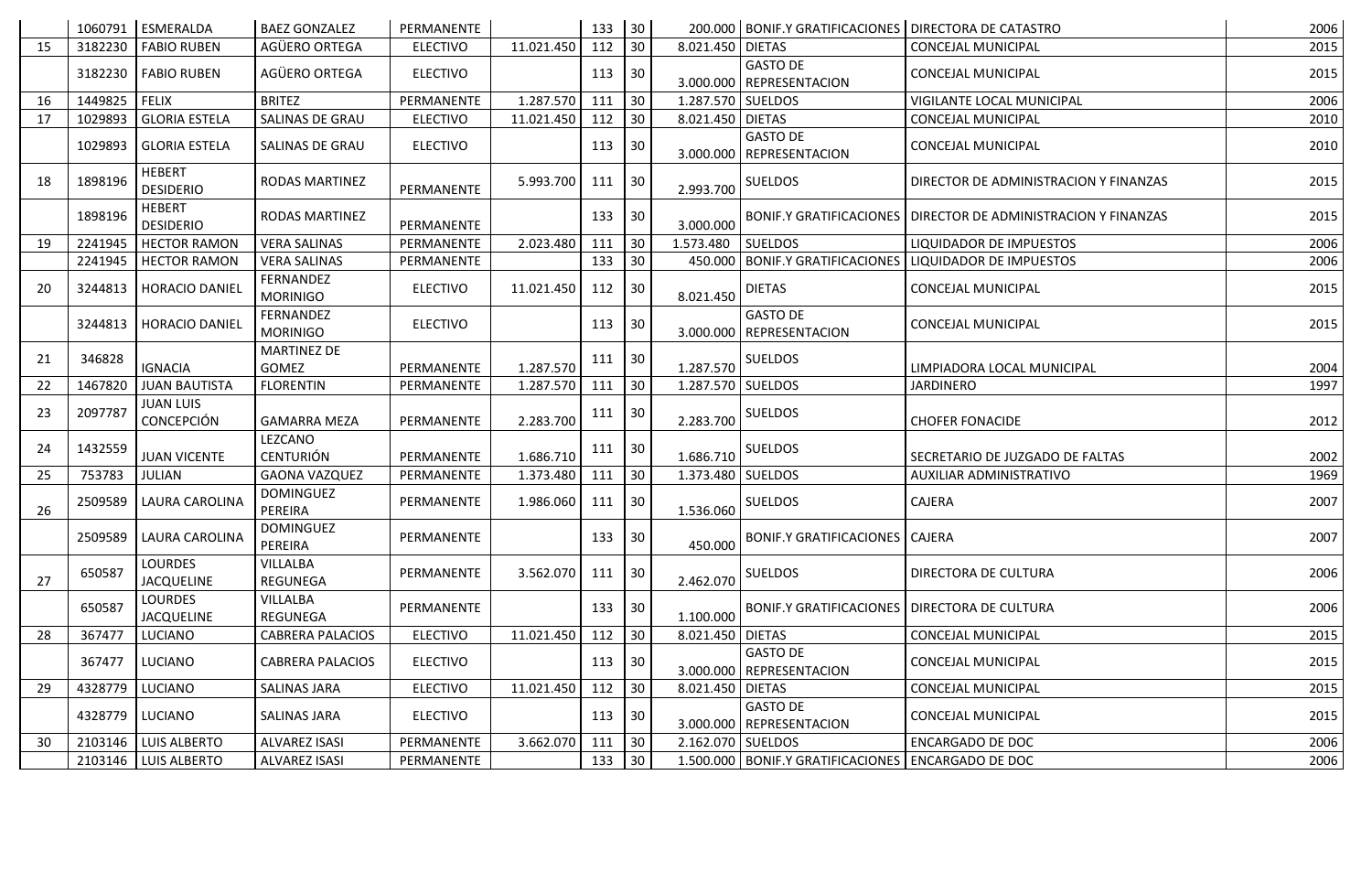| | | | | | | | | | | | |
|---|---|---|---|---|---|---|---|---|---|---|---|
| | 1060791 | ESMERALDA | BAEZ GONZALEZ | PERMANENTE | | 133 | 30 | 200.000 | BONIF.Y GRATIFICACIONES | DIRECTORA DE CATASTRO | 2006 |
| 15 | 3182230 | FABIO RUBEN | AGÜERO ORTEGA | ELECTIVO | 11.021.450 | 112 | 30 | 8.021.450 | DIETAS | CONCEJAL MUNICIPAL | 2015 |
| | 3182230 | FABIO RUBEN | AGÜERO ORTEGA | ELECTIVO | | 113 | 30 | 3.000.000 | GASTO DE REPRESENTACION | CONCEJAL MUNICIPAL | 2015 |
| 16 | 1449825 | FELIX | BRITEZ | PERMANENTE | 1.287.570 | 111 | 30 | 1.287.570 | SUELDOS | VIGILANTE LOCAL MUNICIPAL | 2006 |
| 17 | 1029893 | GLORIA ESTELA | SALINAS DE GRAU | ELECTIVO | 11.021.450 | 112 | 30 | 8.021.450 | DIETAS | CONCEJAL MUNICIPAL | 2010 |
| | 1029893 | GLORIA ESTELA | SALINAS DE GRAU | ELECTIVO | | 113 | 30 | 3.000.000 | GASTO DE REPRESENTACION | CONCEJAL MUNICIPAL | 2010 |
| 18 | 1898196 | HEBERT DESIDERIO | RODAS MARTINEZ | PERMANENTE | 5.993.700 | 111 | 30 | 2.993.700 | SUELDOS | DIRECTOR DE ADMINISTRACION Y FINANZAS | 2015 |
| | 1898196 | HEBERT DESIDERIO | RODAS MARTINEZ | PERMANENTE | | 133 | 30 | 3.000.000 | BONIF.Y GRATIFICACIONES | DIRECTOR DE ADMINISTRACION Y FINANZAS | 2015 |
| 19 | 2241945 | HECTOR RAMON | VERA SALINAS | PERMANENTE | 2.023.480 | 111 | 30 | 1.573.480 | SUELDOS | LIQUIDADOR DE IMPUESTOS | 2006 |
| | 2241945 | HECTOR RAMON | VERA SALINAS | PERMANENTE | | 133 | 30 | 450.000 | BONIF.Y GRATIFICACIONES | LIQUIDADOR DE IMPUESTOS | 2006 |
| 20 | 3244813 | HORACIO DANIEL | FERNANDEZ MORINIGO | ELECTIVO | 11.021.450 | 112 | 30 | 8.021.450 | DIETAS | CONCEJAL MUNICIPAL | 2015 |
| | 3244813 | HORACIO DANIEL | FERNANDEZ MORINIGO | ELECTIVO | | 113 | 30 | 3.000.000 | GASTO DE REPRESENTACION | CONCEJAL MUNICIPAL | 2015 |
| 21 | 346828 | IGNACIA | MARTINEZ DE GOMEZ | PERMANENTE | 1.287.570 | 111 | 30 | 1.287.570 | SUELDOS | LIMPIADORA LOCAL MUNICIPAL | 2004 |
| 22 | 1467820 | JUAN BAUTISTA | FLORENTIN | PERMANENTE | 1.287.570 | 111 | 30 | 1.287.570 | SUELDOS | JARDINERO | 1997 |
| 23 | 2097787 | JUAN LUIS CONCEPCIÓN | GAMARRA MEZA | PERMANENTE | 2.283.700 | 111 | 30 | 2.283.700 | SUELDOS | CHOFER FONACIDE | 2012 |
| 24 | 1432559 | JUAN VICENTE | LEZCANO CENTURIÓN | PERMANENTE | 1.686.710 | 111 | 30 | 1.686.710 | SUELDOS | SECRETARIO DE JUZGADO DE FALTAS | 2002 |
| 25 | 753783 | JULIAN | GAONA VAZQUEZ | PERMANENTE | 1.373.480 | 111 | 30 | 1.373.480 | SUELDOS | AUXILIAR ADMINISTRATIVO | 1969 |
| 26 | 2509589 | LAURA CAROLINA | DOMINGUEZ PEREIRA | PERMANENTE | 1.986.060 | 111 | 30 | 1.536.060 | SUELDOS | CAJERA | 2007 |
| | 2509589 | LAURA CAROLINA | DOMINGUEZ PEREIRA | PERMANENTE | | 133 | 30 | 450.000 | BONIF.Y GRATIFICACIONES | CAJERA | 2007 |
| 27 | 650587 | LOURDES JACQUELINE | VILLALBA REGUNEGA | PERMANENTE | 3.562.070 | 111 | 30 | 2.462.070 | SUELDOS | DIRECTORA DE CULTURA | 2006 |
| | 650587 | LOURDES JACQUELINE | VILLALBA REGUNEGA | PERMANENTE | | 133 | 30 | 1.100.000 | BONIF.Y GRATIFICACIONES | DIRECTORA DE CULTURA | 2006 |
| 28 | 367477 | LUCIANO | CABRERA PALACIOS | ELECTIVO | 11.021.450 | 112 | 30 | 8.021.450 | DIETAS | CONCEJAL MUNICIPAL | 2015 |
| | 367477 | LUCIANO | CABRERA PALACIOS | ELECTIVO | | 113 | 30 | 3.000.000 | GASTO DE REPRESENTACION | CONCEJAL MUNICIPAL | 2015 |
| 29 | 4328779 | LUCIANO | SALINAS JARA | ELECTIVO | 11.021.450 | 112 | 30 | 8.021.450 | DIETAS | CONCEJAL MUNICIPAL | 2015 |
| | 4328779 | LUCIANO | SALINAS JARA | ELECTIVO | | 113 | 30 | 3.000.000 | GASTO DE REPRESENTACION | CONCEJAL MUNICIPAL | 2015 |
| 30 | 2103146 | LUIS ALBERTO | ALVAREZ ISASI | PERMANENTE | 3.662.070 | 111 | 30 | 2.162.070 | SUELDOS | ENCARGADO DE DOC | 2006 |
| | 2103146 | LUIS ALBERTO | ALVAREZ ISASI | PERMANENTE | | 133 | 30 | 1.500.000 | BONIF.Y GRATIFICACIONES | ENCARGADO DE DOC | 2006 |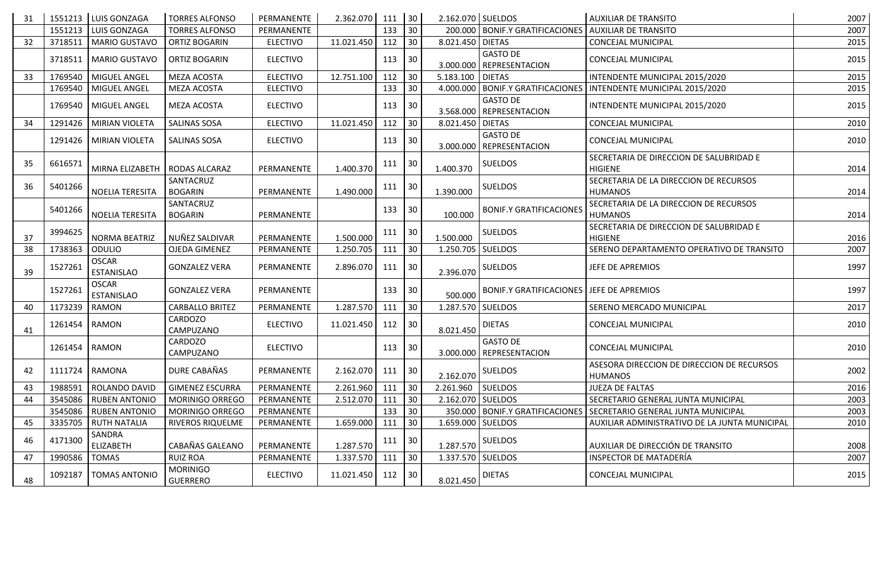| | | | | | | | | | | | |
|---|---|---|---|---|---|---|---|---|---|---|---|
| 31 | 1551213 | LUIS GONZAGA | TORRES ALFONSO | PERMANENTE | 2.362.070 | 111 | 30 | 2.162.070 | SUELDOS | AUXILIAR DE TRANSITO | 2007 |
| | 1551213 | LUIS GONZAGA | TORRES ALFONSO | PERMANENTE | | 133 | 30 | 200.000 | BONIF.Y GRATIFICACIONES | AUXILIAR DE TRANSITO | 2007 |
| 32 | 3718511 | MARIO GUSTAVO | ORTIZ BOGARIN | ELECTIVO | 11.021.450 | 112 | 30 | 8.021.450 | DIETAS | CONCEJAL MUNICIPAL | 2015 |
| | 3718511 | MARIO GUSTAVO | ORTIZ BOGARIN | ELECTIVO | | 113 | 30 | 3.000.000 | GASTO DE REPRESENTACION | CONCEJAL MUNICIPAL | 2015 |
| 33 | 1769540 | MIGUEL ANGEL | MEZA ACOSTA | ELECTIVO | 12.751.100 | 112 | 30 | 5.183.100 | DIETAS | INTENDENTE MUNICIPAL 2015/2020 | 2015 |
| | 1769540 | MIGUEL ANGEL | MEZA ACOSTA | ELECTIVO | | 133 | 30 | 4.000.000 | BONIF.Y GRATIFICACIONES | INTENDENTE MUNICIPAL 2015/2020 | 2015 |
| | 1769540 | MIGUEL ANGEL | MEZA ACOSTA | ELECTIVO | | 113 | 30 | 3.568.000 | GASTO DE REPRESENTACION | INTENDENTE MUNICIPAL 2015/2020 | 2015 |
| 34 | 1291426 | MIRIAN VIOLETA | SALINAS SOSA | ELECTIVO | 11.021.450 | 112 | 30 | 8.021.450 | DIETAS | CONCEJAL MUNICIPAL | 2010 |
| | 1291426 | MIRIAN VIOLETA | SALINAS SOSA | ELECTIVO | | 113 | 30 | 3.000.000 | GASTO DE REPRESENTACION | CONCEJAL MUNICIPAL | 2010 |
| 35 | 6616571 | MIRNA ELIZABETH | RODAS ALCARAZ | PERMANENTE | 1.400.370 | 111 | 30 | 1.400.370 | SUELDOS | SECRETARIA DE DIRECCION DE SALUBRIDAD E HIGIENE | 2014 |
| 36 | 5401266 | NOELIA TERESITA | SANTACRUZ BOGARIN | PERMANENTE | 1.490.000 | 111 | 30 | 1.390.000 | SUELDOS | SECRETARIA DE LA DIRECCION DE RECURSOS HUMANOS | 2014 |
| | 5401266 | NOELIA TERESITA | SANTACRUZ BOGARIN | PERMANENTE | | 133 | 30 | 100.000 | BONIF.Y GRATIFICACIONES | SECRETARIA DE LA DIRECCION DE RECURSOS HUMANOS | 2014 |
| 37 | 3994625 | NORMA BEATRIZ | NUÑEZ SALDIVAR | PERMANENTE | 1.500.000 | 111 | 30 | 1.500.000 | SUELDOS | SECRETARIA DE DIRECCION DE SALUBRIDAD E HIGIENE | 2016 |
| 38 | 1738363 | ODULIO | OJEDA GIMENEZ | PERMANENTE | 1.250.705 | 111 | 30 | 1.250.705 | SUELDOS | SERENO DEPARTAMENTO OPERATIVO DE TRANSITO | 2007 |
| 39 | 1527261 | OSCAR ESTANISLAO | GONZALEZ VERA | PERMANENTE | 2.896.070 | 111 | 30 | 2.396.070 | SUELDOS | JEFE DE APREMIOS | 1997 |
| | 1527261 | OSCAR ESTANISLAO | GONZALEZ VERA | PERMANENTE | | 133 | 30 | 500.000 | BONIF.Y GRATIFICACIONES | JEFE DE APREMIOS | 1997 |
| 40 | 1173239 | RAMON | CARBALLO BRITEZ | PERMANENTE | 1.287.570 | 111 | 30 | 1.287.570 | SUELDOS | SERENO MERCADO MUNICIPAL | 2017 |
| 41 | 1261454 | RAMON | CARDOZO CAMPUZANO | ELECTIVO | 11.021.450 | 112 | 30 | 8.021.450 | DIETAS | CONCEJAL MUNICIPAL | 2010 |
| | 1261454 | RAMON | CARDOZO CAMPUZANO | ELECTIVO | | 113 | 30 | 3.000.000 | GASTO DE REPRESENTACION | CONCEJAL MUNICIPAL | 2010 |
| 42 | 1111724 | RAMONA | DURE CABAÑAS | PERMANENTE | 2.162.070 | 111 | 30 | 2.162.070 | SUELDOS | ASESORA DIRECCION DE DIRECCION DE RECURSOS HUMANOS | 2002 |
| 43 | 1988591 | ROLANDO DAVID | GIMENEZ ESCURRA | PERMANENTE | 2.261.960 | 111 | 30 | 2.261.960 | SUELDOS | JUEZA DE FALTAS | 2016 |
| 44 | 3545086 | RUBEN ANTONIO | MORINIGO ORREGO | PERMANENTE | 2.512.070 | 111 | 30 | 2.162.070 | SUELDOS | SECRETARIO GENERAL JUNTA MUNICIPAL | 2003 |
| | 3545086 | RUBEN ANTONIO | MORINIGO ORREGO | PERMANENTE | | 133 | 30 | 350.000 | BONIF.Y GRATIFICACIONES | SECRETARIO GENERAL JUNTA MUNICIPAL | 2003 |
| 45 | 3335705 | RUTH NATALIA | RIVEROS RIQUELME | PERMANENTE | 1.659.000 | 111 | 30 | 1.659.000 | SUELDOS | AUXILIAR ADMINISTRATIVO DE LA JUNTA MUNICIPAL | 2010 |
| 46 | 4171300 | SANDRA ELIZABETH | CABAÑAS GALEANO | PERMANENTE | 1.287.570 | 111 | 30 | 1.287.570 | SUELDOS | AUXILIAR DE DIRECCIÓN DE TRANSITO | 2008 |
| 47 | 1990586 | TOMAS | RUIZ ROA | PERMANENTE | 1.337.570 | 111 | 30 | 1.337.570 | SUELDOS | INSPECTOR DE MATADERÍA | 2007 |
| 48 | 1092187 | TOMAS ANTONIO | MORINIGO GUERRERO | ELECTIVO | 11.021.450 | 112 | 30 | 8.021.450 | DIETAS | CONCEJAL MUNICIPAL | 2015 |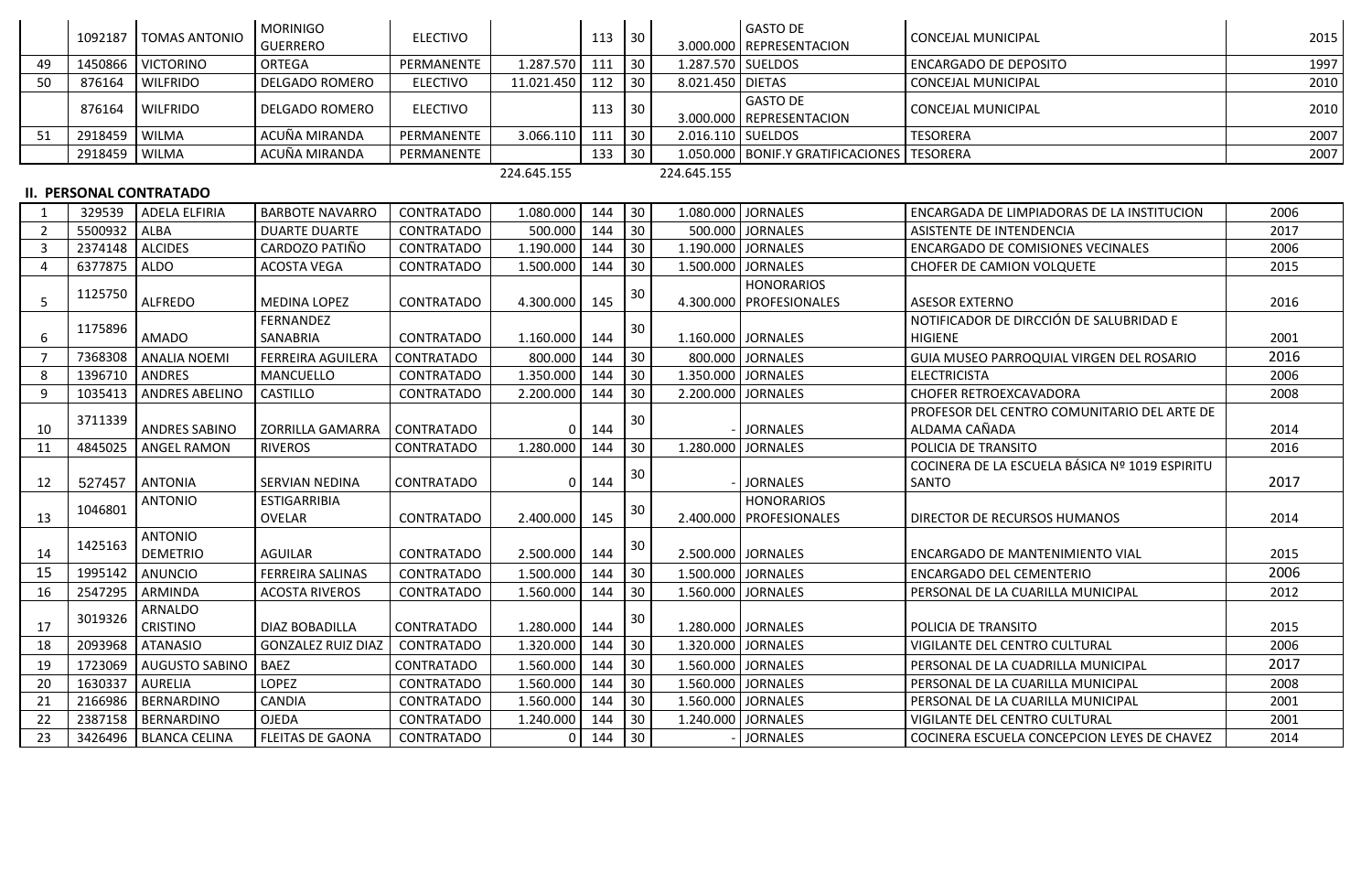|  |  |  |  |  |  |  |  |  |  |  |  |
|---|---|---|---|---|---|---|---|---|---|---|---|
|  | 1092187 | TOMAS ANTONIO | MORINIGO GUERRERO | ELECTIVO |  | 113 | 30 | 3.000.000 | GASTO DE REPRESENTACION | CONCEJAL MUNICIPAL | 2015 |
| 49 | 1450866 | VICTORINO | ORTEGA | PERMANENTE | 1.287.570 | 111 | 30 | 1.287.570 | SUELDOS | ENCARGADO DE DEPOSITO | 1997 |
| 50 | 876164 | WILFRIDO | DELGADO ROMERO | ELECTIVO | 11.021.450 | 112 | 30 | 8.021.450 | DIETAS | CONCEJAL MUNICIPAL | 2010 |
|  | 876164 | WILFRIDO | DELGADO ROMERO | ELECTIVO |  | 113 | 30 | 3.000.000 | GASTO DE REPRESENTACION | CONCEJAL MUNICIPAL | 2010 |
| 51 | 2918459 | WILMA | ACUÑA MIRANDA | PERMANENTE | 3.066.110 | 111 | 30 | 2.016.110 | SUELDOS | TESORERA | 2007 |
|  | 2918459 | WILMA | ACUÑA MIRANDA | PERMANENTE |  | 133 | 30 | 1.050.000 | BONIF.Y GRATIFICACIONES | TESORERA | 2007 |
|  |  |  |  |  | 224.645.155 |  |  | 224.645.155 |  |  |  |

## II. PERSONAL CONTRATADO

|  |  |  |  |  |  |  |  |  |  |  |  |
|---|---|---|---|---|---|---|---|---|---|---|---|
| 1 | 329539 | ADELA ELFIRIA | BARBOTE NAVARRO | CONTRATADO | 1.080.000 | 144 | 30 | 1.080.000 | JORNALES | ENCARGADA DE LIMPIADORAS DE LA INSTITUCION | 2006 |
| 2 | 5500932 | ALBA | DUARTE DUARTE | CONTRATADO | 500.000 | 144 | 30 | 500.000 | JORNALES | ASISTENTE DE INTENDENCIA | 2017 |
| 3 | 2374148 | ALCIDES | CARDOZO PATIÑO | CONTRATADO | 1.190.000 | 144 | 30 | 1.190.000 | JORNALES | ENCARGADO DE COMISIONES VECINALES | 2006 |
| 4 | 6377875 | ALDO | ACOSTA VEGA | CONTRATADO | 1.500.000 | 144 | 30 | 1.500.000 | JORNALES | CHOFER DE CAMION VOLQUETE | 2015 |
| 5 | 1125750 | ALFREDO | MEDINA LOPEZ | CONTRATADO | 4.300.000 | 145 | 30 | 4.300.000 | HONORARIOS PROFESIONALES | ASESOR EXTERNO | 2016 |
| 6 | 1175896 | AMADO | FERNANDEZ SANABRIA | CONTRATADO | 1.160.000 | 144 | 30 | 1.160.000 | JORNALES | NOTIFICADOR DE DIRCCIÓN DE SALUBRIDAD E HIGIENE | 2001 |
| 7 | 7368308 | ANALIA NOEMI | FERREIRA AGUILERA | CONTRATADO | 800.000 | 144 | 30 | 800.000 | JORNALES | GUIA MUSEO PARROQUIAL VIRGEN DEL ROSARIO | 2016 |
| 8 | 1396710 | ANDRES | MANCUELLO | CONTRATADO | 1.350.000 | 144 | 30 | 1.350.000 | JORNALES | ELECTRICISTA | 2006 |
| 9 | 1035413 | ANDRES ABELINO | CASTILLO | CONTRATADO | 2.200.000 | 144 | 30 | 2.200.000 | JORNALES | CHOFER RETROEXCAVADORA | 2008 |
| 10 | 3711339 | ANDRES SABINO | ZORRILLA GAMARRA | CONTRATADO | 0 | 144 | 30 | - | JORNALES | PROFESOR DEL CENTRO COMUNITARIO DEL ARTE DE ALDAMA CAÑADA | 2014 |
| 11 | 4845025 | ANGEL RAMON | RIVEROS | CONTRATADO | 1.280.000 | 144 | 30 | 1.280.000 | JORNALES | POLICIA DE TRANSITO | 2016 |
| 12 | 527457 | ANTONIA | SERVIAN NEDINA | CONTRATADO | 0 | 144 | 30 | - | JORNALES | COCINERA DE LA ESCUELA BÁSICA Nº 1019 ESPIRITU SANTO | 2017 |
| 13 | 1046801 | ANTONIO | ESTIGARRIBIA OVELAR | CONTRATADO | 2.400.000 | 145 | 30 | 2.400.000 | HONORARIOS PROFESIONALES | DIRECTOR DE RECURSOS HUMANOS | 2014 |
| 14 | 1425163 | ANTONIO DEMETRIO | AGUILAR | CONTRATADO | 2.500.000 | 144 | 30 | 2.500.000 | JORNALES | ENCARGADO DE MANTENIMIENTO VIAL | 2015 |
| 15 | 1995142 | ANUNCIO | FERREIRA SALINAS | CONTRATADO | 1.500.000 | 144 | 30 | 1.500.000 | JORNALES | ENCARGADO DEL CEMENTERIO | 2006 |
| 16 | 2547295 | ARMINDA | ACOSTA RIVEROS | CONTRATADO | 1.560.000 | 144 | 30 | 1.560.000 | JORNALES | PERSONAL DE LA CUARILLA MUNICIPAL | 2012 |
| 17 | 3019326 | ARNALDO CRISTINO | DIAZ BOBADILLA | CONTRATADO | 1.280.000 | 144 | 30 | 1.280.000 | JORNALES | POLICIA DE TRANSITO | 2015 |
| 18 | 2093968 | ATANASIO | GONZALEZ RUIZ DIAZ | CONTRATADO | 1.320.000 | 144 | 30 | 1.320.000 | JORNALES | VIGILANTE DEL CENTRO CULTURAL | 2006 |
| 19 | 1723069 | AUGUSTO SABINO | BAEZ | CONTRATADO | 1.560.000 | 144 | 30 | 1.560.000 | JORNALES | PERSONAL DE LA CUADRILLA MUNICIPAL | 2017 |
| 20 | 1630337 | AURELIA | LOPEZ | CONTRATADO | 1.560.000 | 144 | 30 | 1.560.000 | JORNALES | PERSONAL DE LA CUARILLA MUNICIPAL | 2008 |
| 21 | 2166986 | BERNARDINO | CANDIA | CONTRATADO | 1.560.000 | 144 | 30 | 1.560.000 | JORNALES | PERSONAL DE LA CUARILLA MUNICIPAL | 2001 |
| 22 | 2387158 | BERNARDINO | OJEDA | CONTRATADO | 1.240.000 | 144 | 30 | 1.240.000 | JORNALES | VIGILANTE DEL CENTRO CULTURAL | 2001 |
| 23 | 3426496 | BLANCA CELINA | FLEITAS DE GAONA | CONTRATADO | 0 | 144 | 30 | - | JORNALES | COCINERA ESCUELA CONCEPCION LEYES DE CHAVEZ | 2014 |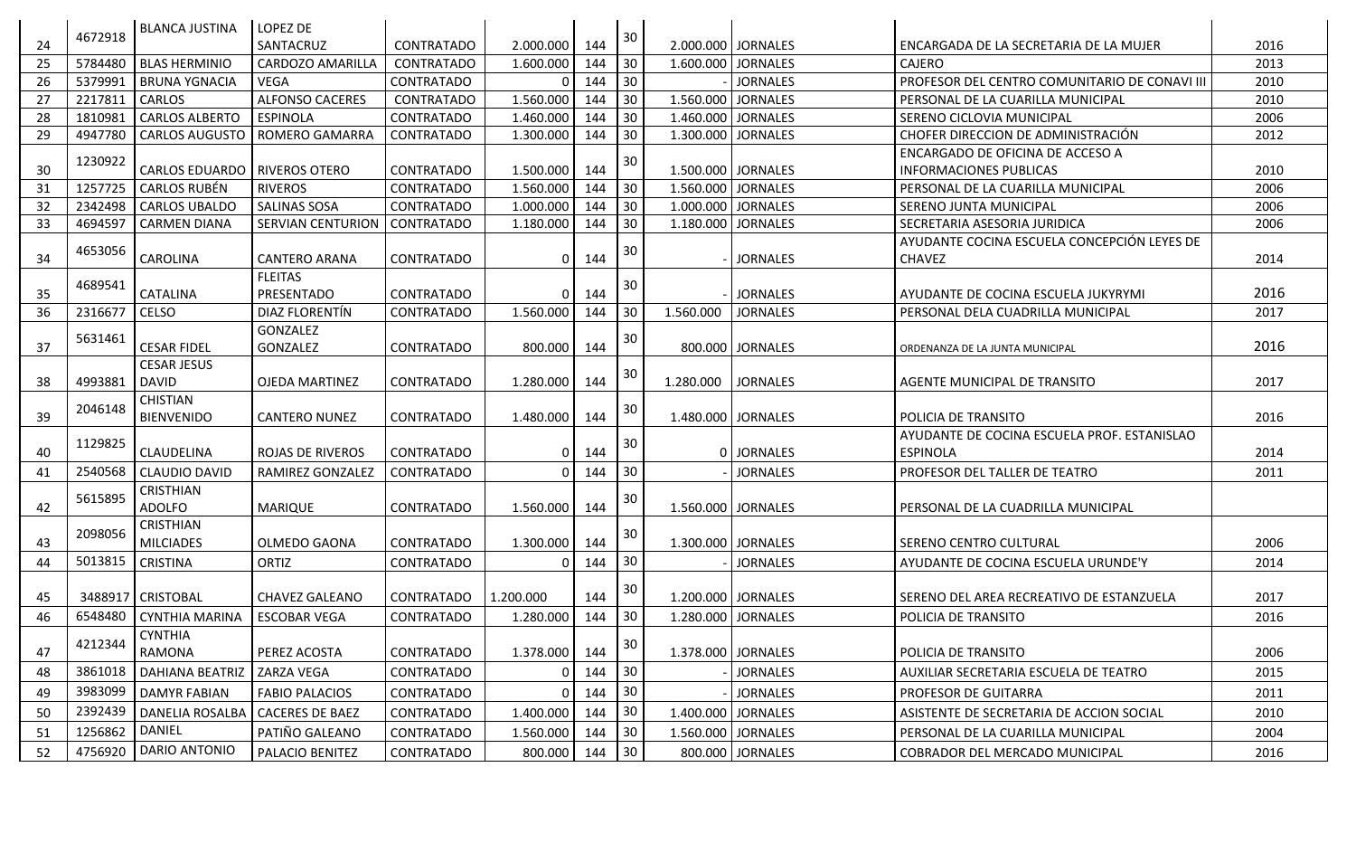| | | | | | | | | | | | |
|---|---|---|---|---|---|---|---|---|---|---|---|
| 24 | 4672918 | BLANCA JUSTINA | LOPEZ DE SANTACRUZ | CONTRATADO | 2.000.000 | 144 | 30 | 2.000.000 | JORNALES | ENCARGADA DE LA SECRETARIA DE LA MUJER | 2016 |
| 25 | 5784480 | BLAS HERMINIO | CARDOZO AMARILLA | CONTRATADO | 1.600.000 | 144 | 30 | 1.600.000 | JORNALES | CAJERO | 2013 |
| 26 | 5379991 | BRUNA YGNACIA | VEGA | CONTRATADO | 0 | 144 | 30 | - | JORNALES | PROFESOR DEL CENTRO COMUNITARIO DE CONAVI III | 2010 |
| 27 | 2217811 | CARLOS | ALFONSO CACERES | CONTRATADO | 1.560.000 | 144 | 30 | 1.560.000 | JORNALES | PERSONAL DE LA CUARILLA MUNICIPAL | 2010 |
| 28 | 1810981 | CARLOS ALBERTO | ESPINOLA | CONTRATADO | 1.460.000 | 144 | 30 | 1.460.000 | JORNALES | SERENO CICLOVIA MUNICIPAL | 2006 |
| 29 | 4947780 | CARLOS AUGUSTO | ROMERO GAMARRA | CONTRATADO | 1.300.000 | 144 | 30 | 1.300.000 | JORNALES | CHOFER DIRECCION DE ADMINISTRACIÓN | 2012 |
| 30 | 1230922 | CARLOS EDUARDO | RIVEROS OTERO | CONTRATADO | 1.500.000 | 144 | 30 | 1.500.000 | JORNALES | ENCARGADO DE OFICINA DE ACCESO A INFORMACIONES PUBLICAS | 2010 |
| 31 | 1257725 | CARLOS RUBÉN | RIVEROS | CONTRATADO | 1.560.000 | 144 | 30 | 1.560.000 | JORNALES | PERSONAL DE LA CUARILLA MUNICIPAL | 2006 |
| 32 | 2342498 | CARLOS UBALDO | SALINAS SOSA | CONTRATADO | 1.000.000 | 144 | 30 | 1.000.000 | JORNALES | SERENO JUNTA MUNICIPAL | 2006 |
| 33 | 4694597 | CARMEN DIANA | SERVIAN CENTURION | CONTRATADO | 1.180.000 | 144 | 30 | 1.180.000 | JORNALES | SECRETARIA ASESORIA JURIDICA | 2006 |
| 34 | 4653056 | CAROLINA | CANTERO ARANA | CONTRATADO | 0 | 144 | 30 | - | JORNALES | AYUDANTE COCINA ESCUELA CONCEPCIÓN LEYES DE CHAVEZ | 2014 |
| 35 | 4689541 | CATALINA | FLEITAS PRESENTADO | CONTRATADO | 0 | 144 | 30 | - | JORNALES | AYUDANTE DE COCINA ESCUELA JUKYRYMI | 2016 |
| 36 | 2316677 | CELSO | DIAZ FLORENTÍN | CONTRATADO | 1.560.000 | 144 | 30 | 1.560.000 | JORNALES | PERSONAL DELA CUADRILLA MUNICIPAL | 2017 |
| 37 | 5631461 | CESAR FIDEL | GONZALEZ GONZALEZ | CONTRATADO | 800.000 | 144 | 30 | 800.000 | JORNALES | ORDENANZA DE LA JUNTA MUNICIPAL | 2016 |
| 38 | 4993881 | CESAR JESUS DAVID | OJEDA MARTINEZ | CONTRATADO | 1.280.000 | 144 | 30 | 1.280.000 | JORNALES | AGENTE MUNICIPAL DE TRANSITO | 2017 |
| 39 | 2046148 | CHISTIAN BIENVENIDO | CANTERO NUNEZ | CONTRATADO | 1.480.000 | 144 | 30 | 1.480.000 | JORNALES | POLICIA DE TRANSITO | 2016 |
| 40 | 1129825 | CLAUDELINA | ROJAS DE RIVEROS | CONTRATADO | 0 | 144 | 30 | 0 | JORNALES | AYUDANTE DE COCINA ESCUELA PROF. ESTANISLAO ESPINOLA | 2014 |
| 41 | 2540568 | CLAUDIO DAVID | RAMIREZ GONZALEZ | CONTRATADO | 0 | 144 | 30 | - | JORNALES | PROFESOR DEL TALLER DE TEATRO | 2011 |
| 42 | 5615895 | CRISTHIAN ADOLFO | MARIQUE | CONTRATADO | 1.560.000 | 144 | 30 | 1.560.000 | JORNALES | PERSONAL DE LA CUADRILLA MUNICIPAL | |
| 43 | 2098056 | CRISTHIAN MILCIADES | OLMEDO GAONA | CONTRATADO | 1.300.000 | 144 | 30 | 1.300.000 | JORNALES | SERENO CENTRO CULTURAL | 2006 |
| 44 | 5013815 | CRISTINA | ORTIZ | CONTRATADO | 0 | 144 | 30 | - | JORNALES | AYUDANTE DE COCINA ESCUELA URUNDE'Y | 2014 |
| 45 | 3488917 | CRISTOBAL | CHAVEZ GALEANO | CONTRATADO | 1.200.000 | 144 | 30 | 1.200.000 | JORNALES | SERENO DEL AREA RECREATIVO DE ESTANZUELA | 2017 |
| 46 | 6548480 | CYNTHIA MARINA | ESCOBAR VEGA | CONTRATADO | 1.280.000 | 144 | 30 | 1.280.000 | JORNALES | POLICIA DE TRANSITO | 2016 |
| 47 | 4212344 | CYNTHIA RAMONA | PEREZ ACOSTA | CONTRATADO | 1.378.000 | 144 | 30 | 1.378.000 | JORNALES | POLICIA DE TRANSITO | 2006 |
| 48 | 3861018 | DAHIANA BEATRIZ | ZARZA VEGA | CONTRATADO | 0 | 144 | 30 | - | JORNALES | AUXILIAR SECRETARIA ESCUELA DE TEATRO | 2015 |
| 49 | 3983099 | DAMYR FABIAN | FABIO PALACIOS | CONTRATADO | 0 | 144 | 30 | - | JORNALES | PROFESOR DE GUITARRA | 2011 |
| 50 | 2392439 | DANELIA ROSALBA | CACERES DE BAEZ | CONTRATADO | 1.400.000 | 144 | 30 | 1.400.000 | JORNALES | ASISTENTE DE SECRETARIA DE ACCION SOCIAL | 2010 |
| 51 | 1256862 | DANIEL | PATIÑO GALEANO | CONTRATADO | 1.560.000 | 144 | 30 | 1.560.000 | JORNALES | PERSONAL DE LA CUARILLA MUNICIPAL | 2004 |
| 52 | 4756920 | DARIO ANTONIO | PALACIO BENITEZ | CONTRATADO | 800.000 | 144 | 30 | 800.000 | JORNALES | COBRADOR DEL MERCADO MUNICIPAL | 2016 |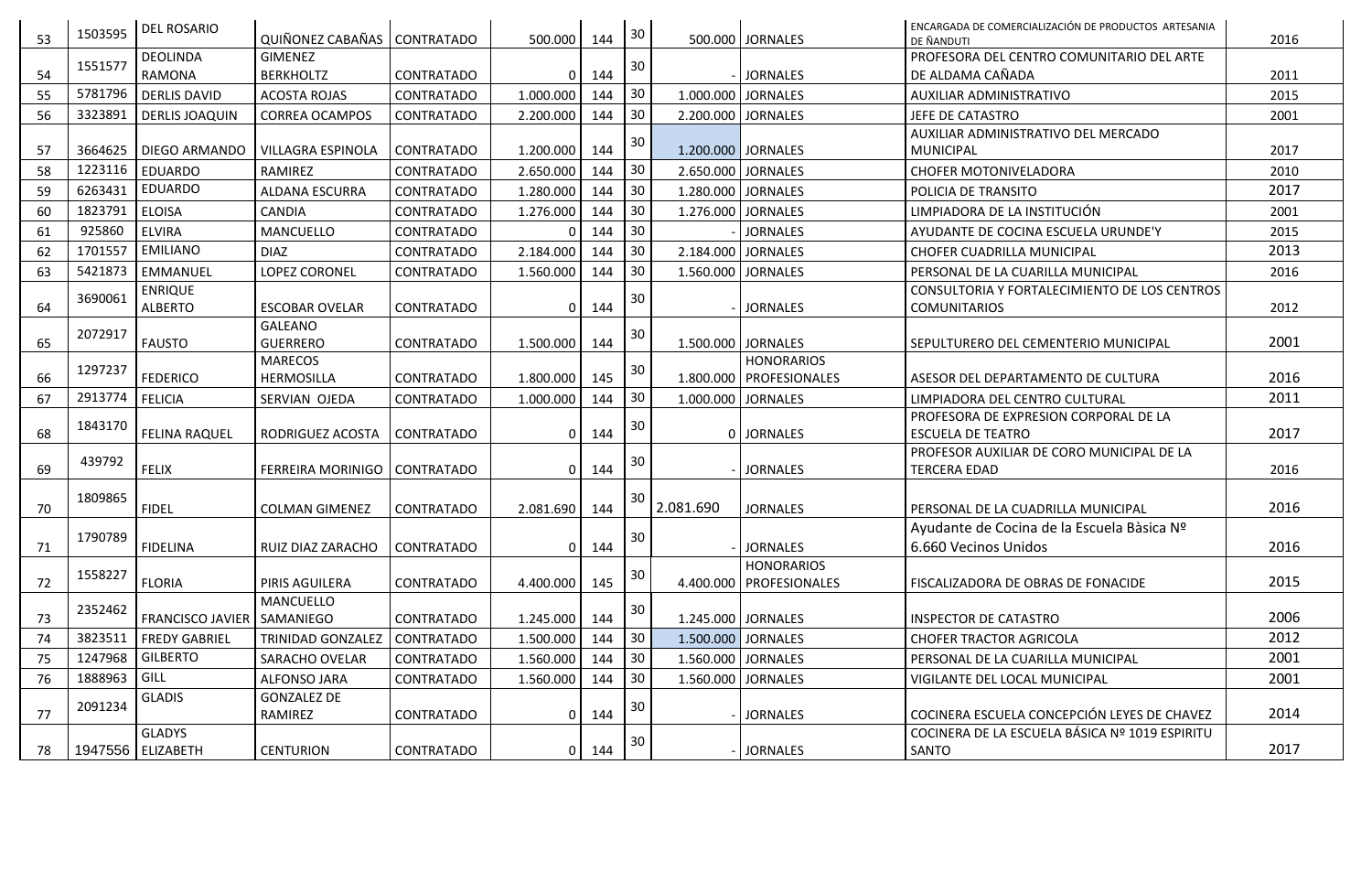| | | | | | | | | | | | |
|---|---|---|---|---|---|---|---|---|---|---|---|
| 53 | 1503595 | DEL ROSARIO | QUIÑONEZ CABAÑAS | CONTRATADO | 500.000 | 144 | 30 | 500.000 | JORNALES | ENCARGADA DE COMERCIALIZACIÓN DE PRODUCTOS ARTESANIA DE ÑANDUTI | 2016 |
| 54 | 1551577 | DEOLINDA RAMONA | GIMENEZ BERKHOLTZ | CONTRATADO | 0 | 144 | 30 | - | JORNALES | PROFESORA DEL CENTRO COMUNITARIO DEL ARTE DE ALDAMA CAÑADA | 2011 |
| 55 | 5781796 | DERLIS DAVID | ACOSTA ROJAS | CONTRATADO | 1.000.000 | 144 | 30 | 1.000.000 | JORNALES | AUXILIAR ADMINISTRATIVO | 2015 |
| 56 | 3323891 | DERLIS JOAQUIN | CORREA OCAMPOS | CONTRATADO | 2.200.000 | 144 | 30 | 2.200.000 | JORNALES | JEFE DE CATASTRO | 2001 |
| 57 | 3664625 | DIEGO ARMANDO | VILLAGRA ESPINOLA | CONTRATADO | 1.200.000 | 144 | 30 | 1.200.000 | JORNALES | AUXILIAR ADMINISTRATIVO DEL MERCADO MUNICIPAL | 2017 |
| 58 | 1223116 | EDUARDO | RAMIREZ | CONTRATADO | 2.650.000 | 144 | 30 | 2.650.000 | JORNALES | CHOFER MOTONIVELADORA | 2010 |
| 59 | 6263431 | EDUARDO | ALDANA ESCURRA | CONTRATADO | 1.280.000 | 144 | 30 | 1.280.000 | JORNALES | POLICIA DE TRANSITO | 2017 |
| 60 | 1823791 | ELOISA | CANDIA | CONTRATADO | 1.276.000 | 144 | 30 | 1.276.000 | JORNALES | LIMPIADORA DE LA INSTITUCIÓN | 2001 |
| 61 | 925860 | ELVIRA | MANCUELLO | CONTRATADO | 0 | 144 | 30 | - | JORNALES | AYUDANTE DE COCINA ESCUELA URUNDE'Y | 2015 |
| 62 | 1701557 | EMILIANO | DIAZ | CONTRATADO | 2.184.000 | 144 | 30 | 2.184.000 | JORNALES | CHOFER CUADRILLA MUNICIPAL | 2013 |
| 63 | 5421873 | EMMANUEL | LOPEZ CORONEL | CONTRATADO | 1.560.000 | 144 | 30 | 1.560.000 | JORNALES | PERSONAL DE LA CUARILLA MUNICIPAL | 2016 |
| 64 | 3690061 | ENRIQUE ALBERTO | ESCOBAR OVELAR | CONTRATADO | 0 | 144 | 30 | - | JORNALES | CONSULTORIA Y FORTALECIMIENTO DE LOS CENTROS COMUNITARIOS | 2012 |
| 65 | 2072917 | FAUSTO | GALEANO GUERRERO | CONTRATADO | 1.500.000 | 144 | 30 | 1.500.000 | JORNALES | SEPULTURERO DEL CEMENTERIO MUNICIPAL | 2001 |
| 66 | 1297237 | FEDERICO | MARECOS HERMOSILLA | CONTRATADO | 1.800.000 | 145 | 30 | 1.800.000 | HONORARIOS PROFESIONALES | ASESOR DEL DEPARTAMENTO DE CULTURA | 2016 |
| 67 | 2913774 | FELICIA | SERVIAN OJEDA | CONTRATADO | 1.000.000 | 144 | 30 | 1.000.000 | JORNALES | LIMPIADORA DEL CENTRO CULTURAL | 2011 |
| 68 | 1843170 | FELINA RAQUEL | RODRIGUEZ ACOSTA | CONTRATADO | 0 | 144 | 30 | 0 | JORNALES | PROFESORA DE EXPRESION CORPORAL DE LA ESCUELA DE TEATRO | 2017 |
| 69 | 439792 | FELIX | FERREIRA MORINIGO | CONTRATADO | 0 | 144 | 30 | - | JORNALES | PROFESOR AUXILIAR DE CORO MUNICIPAL DE LA TERCERA EDAD | 2016 |
| 70 | 1809865 | FIDEL | COLMAN GIMENEZ | CONTRATADO | 2.081.690 | 144 | 30 | 2.081.690 | JORNALES | PERSONAL DE LA CUADRILLA MUNICIPAL | 2016 |
| 71 | 1790789 | FIDELINA | RUIZ DIAZ ZARACHO | CONTRATADO | 0 | 144 | 30 | - | JORNALES | Ayudante de Cocina de la Escuela Bàsica Nº 6.660 Vecinos Unidos | 2016 |
| 72 | 1558227 | FLORIA | PIRIS AGUILERA | CONTRATADO | 4.400.000 | 145 | 30 | 4.400.000 | HONORARIOS PROFESIONALES | FISCALIZADORA DE OBRAS DE FONACIDE | 2015 |
| 73 | 2352462 | FRANCISCO JAVIER | MANCUELLO SAMANIEGO | CONTRATADO | 1.245.000 | 144 | 30 | 1.245.000 | JORNALES | INSPECTOR DE CATASTRO | 2006 |
| 74 | 3823511 | FREDY GABRIEL | TRINIDAD GONZALEZ | CONTRATADO | 1.500.000 | 144 | 30 | 1.500.000 | JORNALES | CHOFER TRACTOR AGRICOLA | 2012 |
| 75 | 1247968 | GILBERTO | SARACHO OVELAR | CONTRATADO | 1.560.000 | 144 | 30 | 1.560.000 | JORNALES | PERSONAL DE LA CUARILLA MUNICIPAL | 2001 |
| 76 | 1888963 | GILL | ALFONSO JARA | CONTRATADO | 1.560.000 | 144 | 30 | 1.560.000 | JORNALES | VIGILANTE DEL LOCAL MUNICIPAL | 2001 |
| 77 | 2091234 | GLADIS | GONZALEZ DE RAMIREZ | CONTRATADO | 0 | 144 | 30 | - | JORNALES | COCINERA ESCUELA CONCEPCIÓN LEYES DE CHAVEZ | 2014 |
| 78 | 1947556 | GLADYS ELIZABETH | CENTURION | CONTRATADO | 0 | 144 | 30 | - | JORNALES | COCINERA DE LA ESCUELA BÁSICA Nº 1019 ESPIRITU SANTO | 2017 |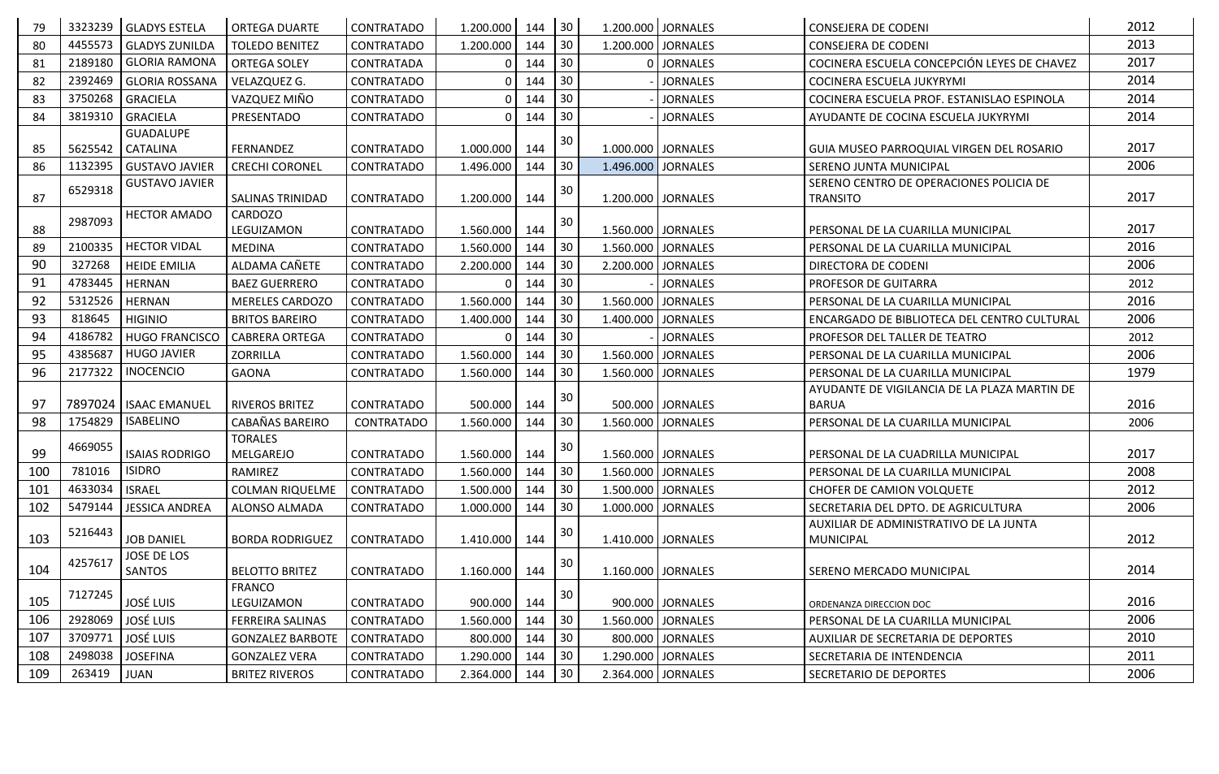| | | | | | | | | | | | |
|---|---|---|---|---|---|---|---|---|---|---|---|
| 79 | 3323239 | GLADYS ESTELA | ORTEGA DUARTE | CONTRATADO | 1.200.000 | 144 | 30 | 1.200.000 | JORNALES | CONSEJERA DE CODENI | 2012 |
| 80 | 4455573 | GLADYS ZUNILDA | TOLEDO BENITEZ | CONTRATADO | 1.200.000 | 144 | 30 | 1.200.000 | JORNALES | CONSEJERA DE CODENI | 2013 |
| 81 | 2189180 | GLORIA RAMONA | ORTEGA SOLEY | CONTRATADA | 0 | 144 | 30 | 0 | JORNALES | COCINERA ESCUELA CONCEPCIÓN LEYES DE CHAVEZ | 2017 |
| 82 | 2392469 | GLORIA ROSSANA | VELAZQUEZ G. | CONTRATADO | 0 | 144 | 30 | - | JORNALES | COCINERA ESCUELA JUKYRYMI | 2014 |
| 83 | 3750268 | GRACIELA | VAZQUEZ MIÑO | CONTRATADO | 0 | 144 | 30 | - | JORNALES | COCINERA ESCUELA PROF. ESTANISLAO ESPINOLA | 2014 |
| 84 | 3819310 | GRACIELA | PRESENTADO | CONTRATADO | 0 | 144 | 30 | - | JORNALES | AYUDANTE DE COCINA ESCUELA JUKYRYMI | 2014 |
| 85 | 5625542 | GUADALUPE CATALINA | FERNANDEZ | CONTRATADO | 1.000.000 | 144 | 30 | 1.000.000 | JORNALES | GUIA MUSEO PARROQUIAL VIRGEN DEL ROSARIO | 2017 |
| 86 | 1132395 | GUSTAVO JAVIER | CRECHI CORONEL | CONTRATADO | 1.496.000 | 144 | 30 | 1.496.000 | JORNALES | SERENO JUNTA MUNICIPAL | 2006 |
| 87 | 6529318 | GUSTAVO JAVIER | SALINAS TRINIDAD | CONTRATADO | 1.200.000 | 144 | 30 | 1.200.000 | JORNALES | SERENO CENTRO DE OPERACIONES POLICIA DE TRANSITO | 2017 |
| 88 | 2987093 | HECTOR AMADO | CARDOZO LEGUIZAMON | CONTRATADO | 1.560.000 | 144 | 30 | 1.560.000 | JORNALES | PERSONAL DE LA CUARILLA MUNICIPAL | 2017 |
| 89 | 2100335 | HECTOR VIDAL | MEDINA | CONTRATADO | 1.560.000 | 144 | 30 | 1.560.000 | JORNALES | PERSONAL DE LA CUARILLA MUNICIPAL | 2016 |
| 90 | 327268 | HEIDE EMILIA | ALDAMA CAÑETE | CONTRATADO | 2.200.000 | 144 | 30 | 2.200.000 | JORNALES | DIRECTORA DE CODENI | 2006 |
| 91 | 4783445 | HERNAN | BAEZ GUERRERO | CONTRATADO | 0 | 144 | 30 | - | JORNALES | PROFESOR DE GUITARRA | 2012 |
| 92 | 5312526 | HERNAN | MERELES CARDOZO | CONTRATADO | 1.560.000 | 144 | 30 | 1.560.000 | JORNALES | PERSONAL DE LA CUARILLA MUNICIPAL | 2016 |
| 93 | 818645 | HIGINIO | BRITOS BAREIRO | CONTRATADO | 1.400.000 | 144 | 30 | 1.400.000 | JORNALES | ENCARGADO DE BIBLIOTECA DEL CENTRO CULTURAL | 2006 |
| 94 | 4186782 | HUGO FRANCISCO | CABRERA ORTEGA | CONTRATADO | 0 | 144 | 30 | - | JORNALES | PROFESOR DEL TALLER DE TEATRO | 2012 |
| 95 | 4385687 | HUGO JAVIER | ZORRILLA | CONTRATADO | 1.560.000 | 144 | 30 | 1.560.000 | JORNALES | PERSONAL DE LA CUARILLA MUNICIPAL | 2006 |
| 96 | 2177322 | INOCENCIO | GAONA | CONTRATADO | 1.560.000 | 144 | 30 | 1.560.000 | JORNALES | PERSONAL DE LA CUARILLA MUNICIPAL | 1979 |
| 97 | 7897024 | ISAAC EMANUEL | RIVEROS BRITEZ | CONTRATADO | 500.000 | 144 | 30 | 500.000 | JORNALES | AYUDANTE DE VIGILANCIA DE LA PLAZA MARTIN DE BARUA | 2016 |
| 98 | 1754829 | ISABELINO | CABAÑAS BAREIRO | CONTRATADO | 1.560.000 | 144 | 30 | 1.560.000 | JORNALES | PERSONAL DE LA CUARILLA MUNICIPAL | 2006 |
| 99 | 4669055 | ISAIAS RODRIGO | TORALES MELGAREJO | CONTRATADO | 1.560.000 | 144 | 30 | 1.560.000 | JORNALES | PERSONAL DE LA CUADRILLA MUNICIPAL | 2017 |
| 100 | 781016 | ISIDRO | RAMIREZ | CONTRATADO | 1.560.000 | 144 | 30 | 1.560.000 | JORNALES | PERSONAL DE LA CUARILLA MUNICIPAL | 2008 |
| 101 | 4633034 | ISRAEL | COLMAN RIQUELME | CONTRATADO | 1.500.000 | 144 | 30 | 1.500.000 | JORNALES | CHOFER DE CAMION VOLQUETE | 2012 |
| 102 | 5479144 | JESSICA ANDREA | ALONSO ALMADA | CONTRATADO | 1.000.000 | 144 | 30 | 1.000.000 | JORNALES | SECRETARIA DEL DPTO. DE AGRICULTURA | 2006 |
| 103 | 5216443 | JOB DANIEL | BORDA RODRIGUEZ | CONTRATADO | 1.410.000 | 144 | 30 | 1.410.000 | JORNALES | AUXILIAR DE ADMINISTRATIVO DE LA JUNTA MUNICIPAL | 2012 |
| 104 | 4257617 | JOSE DE LOS SANTOS | BELOTTO BRITEZ | CONTRATADO | 1.160.000 | 144 | 30 | 1.160.000 | JORNALES | SERENO MERCADO MUNICIPAL | 2014 |
| 105 | 7127245 | JOSÉ LUIS | FRANCO LEGUIZAMON | CONTRATADO | 900.000 | 144 | 30 | 900.000 | JORNALES | ORDENANZA DIRECCION DOC | 2016 |
| 106 | 2928069 | JOSÉ LUIS | FERREIRA SALINAS | CONTRATADO | 1.560.000 | 144 | 30 | 1.560.000 | JORNALES | PERSONAL DE LA CUARILLA MUNICIPAL | 2006 |
| 107 | 3709771 | JOSÉ LUIS | GONZALEZ BARBOTE | CONTRATADO | 800.000 | 144 | 30 | 800.000 | JORNALES | AUXILIAR DE SECRETARIA DE DEPORTES | 2010 |
| 108 | 2498038 | JOSEFINA | GONZALEZ VERA | CONTRATADO | 1.290.000 | 144 | 30 | 1.290.000 | JORNALES | SECRETARIA DE INTENDENCIA | 2011 |
| 109 | 263419 | JUAN | BRITEZ RIVEROS | CONTRATADO | 2.364.000 | 144 | 30 | 2.364.000 | JORNALES | SECRETARIO DE DEPORTES | 2006 |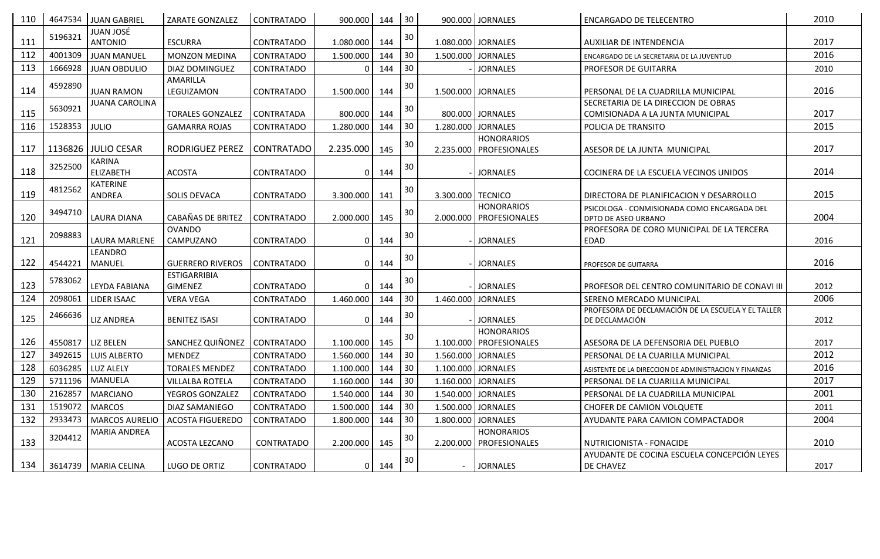| | | | | | | | | | | | |
|---|---|---|---|---|---|---|---|---|---|---|---|
| 110 | 4647534 | JUAN GABRIEL | ZARATE GONZALEZ | CONTRATADO | 900.000 | 144 | 30 | 900.000 | JORNALES | ENCARGADO DE TELECENTRO | 2010 |
| 111 | 5196321 | JUAN JOSÉ ANTONIO | ESCURRA | CONTRATADO | 1.080.000 | 144 | 30 | 1.080.000 | JORNALES | AUXILIAR DE INTENDENCIA | 2017 |
| 112 | 4001309 | JUAN MANUEL | MONZON MEDINA | CONTRATADO | 1.500.000 | 144 | 30 | 1.500.000 | JORNALES | ENCARGADO DE LA SECRETARIA DE LA JUVENTUD | 2016 |
| 113 | 1666928 | JUAN OBDULIO | DIAZ DOMINGUEZ | CONTRATADO | 0 | 144 | 30 | - | JORNALES | PROFESOR DE GUITARRA | 2010 |
| 114 | 4592890 | JUAN RAMON | AMARILLA LEGUIZAMON | CONTRATADO | 1.500.000 | 144 | 30 | 1.500.000 | JORNALES | PERSONAL DE LA CUADRILLA MUNICIPAL | 2016 |
| 115 | 5630921 | JUANA CAROLINA | TORALES GONZALEZ | CONTRATADA | 800.000 | 144 | 30 | 800.000 | JORNALES | SECRETARIA DE LA DIRECCION DE OBRAS COMISIONADA A LA JUNTA MUNICIPAL | 2017 |
| 116 | 1528353 | JULIO | GAMARRA ROJAS | CONTRATADO | 1.280.000 | 144 | 30 | 1.280.000 | JORNALES | POLICIA DE TRANSITO | 2015 |
| 117 | 1136826 | JULIO CESAR | RODRIGUEZ PEREZ | CONTRATADO | 2.235.000 | 145 | 30 | 2.235.000 | HONORARIOS PROFESIONALES | ASESOR DE LA JUNTA MUNICIPAL | 2017 |
| 118 | 3252500 | KARINA ELIZABETH | ACOSTA | CONTRATADO | 0 | 144 | 30 | - | JORNALES | COCINERA DE LA ESCUELA VECINOS UNIDOS | 2014 |
| 119 | 4812562 | KATERINE ANDREA | SOLIS DEVACA | CONTRATADO | 3.300.000 | 141 | 30 | 3.300.000 | TECNICO | DIRECTORA DE PLANIFICACION Y DESARROLLO | 2015 |
| 120 | 3494710 | LAURA DIANA | CABAÑAS DE BRITEZ | CONTRATADO | 2.000.000 | 145 | 30 | 2.000.000 | HONORARIOS PROFESIONALES | PSICOLOGA - CONMISIONADA COMO ENCARGADA DEL DPTO DE ASEO URBANO | 2004 |
| 121 | 2098883 | LAURA MARLENE | OVANDO CAMPUZANO | CONTRATADO | 0 | 144 | 30 | - | JORNALES | PROFESORA DE CORO MUNICIPAL DE LA TERCERA EDAD | 2016 |
| 122 | 4544221 | LEANDRO MANUEL | GUERRERO RIVEROS | CONTRATADO | 0 | 144 | 30 | - | JORNALES | PROFESOR DE GUITARRA | 2016 |
| 123 | 5783062 | LEYDA FABIANA | ESTIGARRIBIA GIMENEZ | CONTRATADO | 0 | 144 | 30 | - | JORNALES | PROFESOR DEL CENTRO COMUNITARIO DE CONAVI III | 2012 |
| 124 | 2098061 | LIDER ISAAC | VERA VEGA | CONTRATADO | 1.460.000 | 144 | 30 | 1.460.000 | JORNALES | SERENO MERCADO MUNICIPAL | 2006 |
| 125 | 2466636 | LIZ ANDREA | BENITEZ ISASI | CONTRATADO | 0 | 144 | 30 | - | JORNALES | PROFESORA DE DECLAMACIÓN DE LA ESCUELA Y EL TALLER DE DECLAMACIÓN | 2012 |
| 126 | 4550817 | LIZ BELEN | SANCHEZ QUIÑONEZ | CONTRATADO | 1.100.000 | 145 | 30 | 1.100.000 | HONORARIOS PROFESIONALES | ASESORA DE LA DEFENSORIA DEL PUEBLO | 2017 |
| 127 | 3492615 | LUIS ALBERTO | MENDEZ | CONTRATADO | 1.560.000 | 144 | 30 | 1.560.000 | JORNALES | PERSONAL DE LA CUARILLA MUNICIPAL | 2012 |
| 128 | 6036285 | LUZ ALELY | TORALES MENDEZ | CONTRATADO | 1.100.000 | 144 | 30 | 1.100.000 | JORNALES | ASISTENTE DE LA DIRECCION DE ADMINISTRACION Y FINANZAS | 2016 |
| 129 | 5711196 | MANUELA | VILLALBA ROTELA | CONTRATADO | 1.160.000 | 144 | 30 | 1.160.000 | JORNALES | PERSONAL DE LA CUARILLA MUNICIPAL | 2017 |
| 130 | 2162857 | MARCIANO | YEGROS GONZALEZ | CONTRATADO | 1.540.000 | 144 | 30 | 1.540.000 | JORNALES | PERSONAL DE LA CUADRILLA MUNICIPAL | 2001 |
| 131 | 1519072 | MARCOS | DIAZ SAMANIEGO | CONTRATADO | 1.500.000 | 144 | 30 | 1.500.000 | JORNALES | CHOFER DE CAMION VOLQUETE | 2011 |
| 132 | 2933473 | MARCOS AURELIO | ACOSTA FIGUEREDO | CONTRATADO | 1.800.000 | 144 | 30 | 1.800.000 | JORNALES | AYUDANTE PARA CAMION COMPACTADOR | 2004 |
| 133 | 3204412 | MARIA ANDREA | ACOSTA LEZCANO | CONTRATADO | 2.200.000 | 145 | 30 | 2.200.000 | HONORARIOS PROFESIONALES | NUTRICIONISTA - FONACIDE | 2010 |
| 134 | 3614739 | MARIA CELINA | LUGO DE ORTIZ | CONTRATADO | 0 | 144 | 30 | - | JORNALES | AYUDANTE DE COCINA ESCUELA CONCEPCIÓN LEYES DE CHAVEZ | 2017 |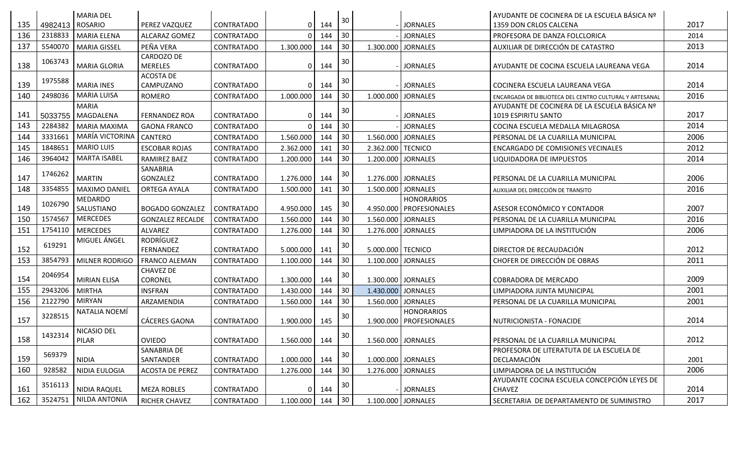| | | | | | | | | | | | |
|---|---|---|---|---|---|---|---|---|---|---|---|
| 135 | 4982413 | MARIA DEL ROSARIO | PEREZ VAZQUEZ | CONTRATADO | 0 | 144 | 30 | - | JORNALES | AYUDANTE DE COCINERA DE LA ESCUELA BÁSICA Nº 1359 DON CRLOS CALCENA | 2017 |
| 136 | 2318833 | MARIA ELENA | ALCARAZ GOMEZ | CONTRATADO | 0 | 144 | 30 | - | JORNALES | PROFESORA DE DANZA FOLCLORICA | 2014 |
| 137 | 5540070 | MARIA GISSEL | PEÑA VERA | CONTRATADO | 1.300.000 | 144 | 30 | 1.300.000 | JORNALES | AUXILIAR DE DIRECCIÓN DE CATASTRO | 2013 |
| 138 | 1063743 | MARIA GLORIA | CARDOZO DE MERELES | CONTRATADO | 0 | 144 | 30 | - | JORNALES | AYUDANTE DE COCINA ESCUELA LAUREANA VEGA | 2014 |
| 139 | 1975588 | MARIA INES | ACOSTA DE CAMPUZANO | CONTRATADO | 0 | 144 | 30 | - | JORNALES | COCINERA ESCUELA LAUREANA VEGA | 2014 |
| 140 | 2498036 | MARIA LUISA | ROMERO | CONTRATADO | 1.000.000 | 144 | 30 | 1.000.000 | JORNALES | ENCARGADA DE BIBLIOTECA DEL CENTRO CULTURAL Y ARTESANAL | 2016 |
| 141 | 5033755 | MARIA MAGDALENA | FERNANDEZ ROA | CONTRATADO | 0 | 144 | 30 | - | JORNALES | AYUDANTE DE COCINERA DE LA ESCUELA BÁSICA Nº 1019 ESPIRITU SANTO | 2017 |
| 143 | 2284382 | MARIA MAXIMA | GAONA FRANCO | CONTRATADO | 0 | 144 | 30 | - | JORNALES | COCINA ESCUELA MEDALLA MILAGROSA | 2014 |
| 144 | 3331661 | MARÍA VICTORINA | CANTERO | CONTRATADO | 1.560.000 | 144 | 30 | 1.560.000 | JORNALES | PERSONAL DE LA CUARILLA MUNICIPAL | 2006 |
| 145 | 1848651 | MARIO LUIS | ESCOBAR ROJAS | CONTRATADO | 2.362.000 | 141 | 30 | 2.362.000 | TECNICO | ENCARGADO DE COMISIONES VECINALES | 2012 |
| 146 | 3964042 | MARTA ISABEL | RAMIREZ BAEZ | CONTRATADO | 1.200.000 | 144 | 30 | 1.200.000 | JORNALES | LIQUIDADORA DE IMPUESTOS | 2014 |
| 147 | 1746262 | MARTIN | SANABRIA GONZALEZ | CONTRATADO | 1.276.000 | 144 | 30 | 1.276.000 | JORNALES | PERSONAL DE LA CUARILLA MUNICIPAL | 2006 |
| 148 | 3354855 | MAXIMO DANIEL | ORTEGA AYALA | CONTRATADO | 1.500.000 | 141 | 30 | 1.500.000 | JORNALES | AUXILIAR DEL DIRECCIÓN DE TRANSITO | 2016 |
| 149 | 1026790 | MEDARDO SALUSTIANO | BOGADO GONZALEZ | CONTRATADO | 4.950.000 | 145 | 30 | 4.950.000 | HONORARIOS PROFESIONALES | ASESOR ECONÓMICO Y CONTADOR | 2007 |
| 150 | 1574567 | MERCEDES | GONZALEZ RECALDE | CONTRATADO | 1.560.000 | 144 | 30 | 1.560.000 | JORNALES | PERSONAL DE LA CUARILLA MUNICIPAL | 2016 |
| 151 | 1754110 | MERCEDES | ALVAREZ | CONTRATADO | 1.276.000 | 144 | 30 | 1.276.000 | JORNALES | LIMPIADORA DE LA INSTITUCIÓN | 2006 |
| 152 | 619291 | MIGUEL ÁNGEL | RODRÍGUEZ FERNANDEZ | CONTRATADO | 5.000.000 | 141 | 30 | 5.000.000 | TECNICO | DIRECTOR DE RECAUDACIÓN | 2012 |
| 153 | 3854793 | MILNER RODRIGO | FRANCO ALEMAN | CONTRATADO | 1.100.000 | 144 | 30 | 1.100.000 | JORNALES | CHOFER DE DIRECCIÓN DE OBRAS | 2011 |
| 154 | 2046954 | MIRIAN ELISA | CHAVEZ DE CORONEL | CONTRATADO | 1.300.000 | 144 | 30 | 1.300.000 | JORNALES | COBRADORA DE MERCADO | 2009 |
| 155 | 2943206 | MIRTHA | INSFRAN | CONTRATADO | 1.430.000 | 144 | 30 | 1.430.000 | JORNALES | LIMPIADORA JUNTA MUNICIPAL | 2001 |
| 156 | 2122790 | MIRYAN | ARZAMENDIA | CONTRATADO | 1.560.000 | 144 | 30 | 1.560.000 | JORNALES | PERSONAL DE LA CUARILLA MUNICIPAL | 2001 |
| 157 | 3228515 | NATALIA NOEMÍ | CÁCERES GAONA | CONTRATADO | 1.900.000 | 145 | 30 | 1.900.000 | HONORARIOS PROFESIONALES | NUTRICIONISTA - FONACIDE | 2014 |
| 158 | 1432314 | NICASIO DEL PILAR | OVIEDO | CONTRATADO | 1.560.000 | 144 | 30 | 1.560.000 | JORNALES | PERSONAL DE LA CUARILLA MUNICIPAL | 2012 |
| 159 | 569379 | NIDIA | SANABRIA DE SANTANDER | CONTRATADO | 1.000.000 | 144 | 30 | 1.000.000 | JORNALES | PROFESORA DE LITERATUTA DE LA ESCUELA DE DECLAMACIÓN | 2001 |
| 160 | 928582 | NIDIA EULOGIA | ACOSTA DE PEREZ | CONTRATADO | 1.276.000 | 144 | 30 | 1.276.000 | JORNALES | LIMPIADORA DE LA INSTITUCIÓN | 2006 |
| 161 | 3516113 | NIDIA RAQUEL | MEZA ROBLES | CONTRATADO | 0 | 144 | 30 | - | JORNALES | AYUDANTE COCINA ESCUELA CONCEPCIÓN LEYES DE CHAVEZ | 2014 |
| 162 | 3524751 | NILDA ANTONIA | RICHER CHAVEZ | CONTRATADO | 1.100.000 | 144 | 30 | 1.100.000 | JORNALES | SECRETARIA DE DEPARTAMENTO DE SUMINISTRO | 2017 |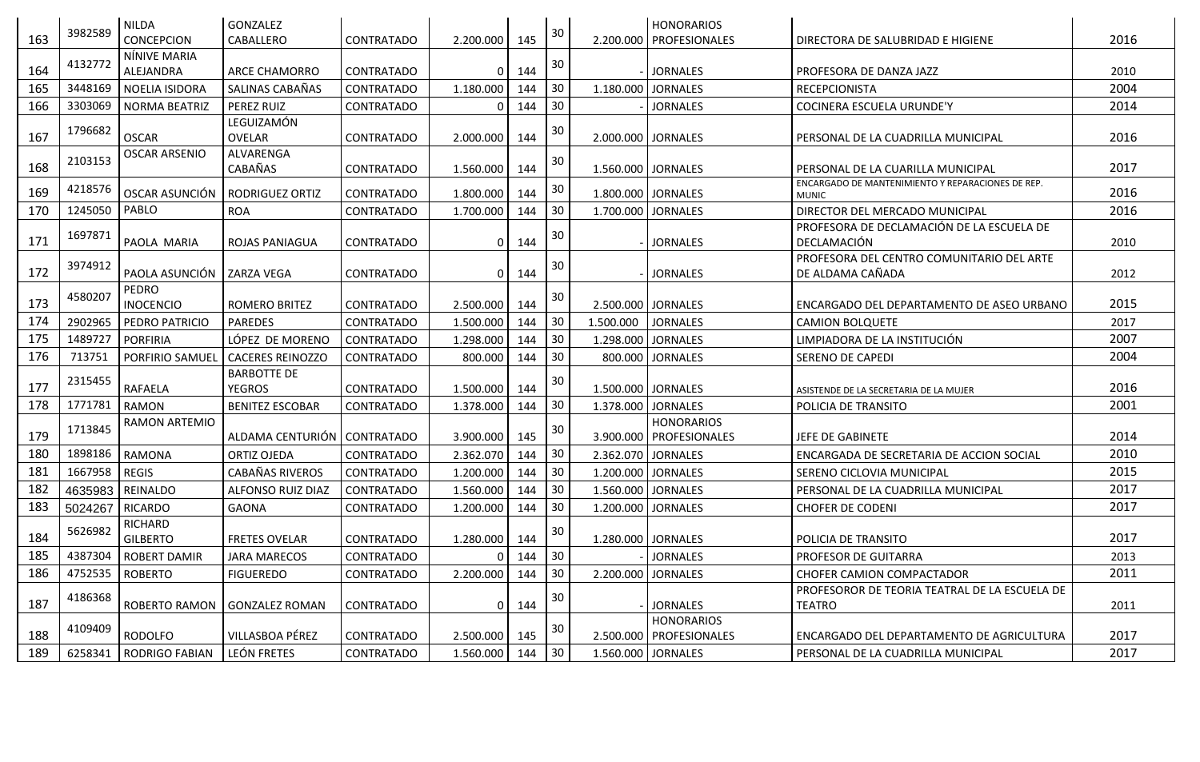| | | | | | | | | | | | |
|---|---|---|---|---|---|---|---|---|---|---|---|
| 163 | 3982589 | NILDA CONCEPCION | GONZALEZ CABALLERO | CONTRATADO | 2.200.000 | 145 | 30 | 2.200.000 | HONORARIOS PROFESIONALES | DIRECTORA DE SALUBRIDAD E HIGIENE | 2016 |
| 164 | 4132772 | NÍNIVE MARIA ALEJANDRA | ARCE CHAMORRO | CONTRATADO | 0 | 144 | 30 | - | JORNALES | PROFESORA DE DANZA JAZZ | 2010 |
| 165 | 3448169 | NOELIA ISIDORA | SALINAS CABAÑAS | CONTRATADO | 1.180.000 | 144 | 30 | 1.180.000 | JORNALES | RECEPCIONISTA | 2004 |
| 166 | 3303069 | NORMA BEATRIZ | PEREZ RUIZ | CONTRATADO | 0 | 144 | 30 | - | JORNALES | COCINERA ESCUELA URUNDE'Y | 2014 |
| 167 | 1796682 | OSCAR | LEGUIZAMÓN OVELAR | CONTRATADO | 2.000.000 | 144 | 30 | 2.000.000 | JORNALES | PERSONAL DE LA CUADRILLA MUNICIPAL | 2016 |
| 168 | 2103153 | OSCAR ARSENIO | ALVARENGA CABAÑAS | CONTRATADO | 1.560.000 | 144 | 30 | 1.560.000 | JORNALES | PERSONAL DE LA CUARILLA MUNICIPAL | 2017 |
| 169 | 4218576 | OSCAR ASUNCIÓN | RODRIGUEZ ORTIZ | CONTRATADO | 1.800.000 | 144 | 30 | 1.800.000 | JORNALES | ENCARGADO DE MANTENIMIENTO Y REPARACIONES DE REP. MUNIC | 2016 |
| 170 | 1245050 | PABLO | ROA | CONTRATADO | 1.700.000 | 144 | 30 | 1.700.000 | JORNALES | DIRECTOR DEL MERCADO MUNICIPAL | 2016 |
| 171 | 1697871 | PAOLA MARIA | ROJAS PANIAGUA | CONTRATADO | 0 | 144 | 30 | - | JORNALES | PROFESORA DE DECLAMACIÓN DE LA ESCUELA DE DECLAMACIÓN | 2010 |
| 172 | 3974912 | PAOLA ASUNCIÓN | ZARZA VEGA | CONTRATADO | 0 | 144 | 30 | - | JORNALES | PROFESORA DEL CENTRO COMUNITARIO DEL ARTE DE ALDAMA CAÑADA | 2012 |
| 173 | 4580207 | PEDRO INOCENCIO | ROMERO BRITEZ | CONTRATADO | 2.500.000 | 144 | 30 | 2.500.000 | JORNALES | ENCARGADO DEL DEPARTAMENTO DE ASEO URBANO | 2015 |
| 174 | 2902965 | PEDRO PATRICIO | PAREDES | CONTRATADO | 1.500.000 | 144 | 30 | 1.500.000 | JORNALES | CAMION BOLQUETE | 2017 |
| 175 | 1489727 | PORFIRIA | LÓPEZ DE MORENO | CONTRATADO | 1.298.000 | 144 | 30 | 1.298.000 | JORNALES | LIMPIADORA DE LA INSTITUCIÓN | 2007 |
| 176 | 713751 | PORFIRIO SAMUEL | CACERES REINOZZO | CONTRATADO | 800.000 | 144 | 30 | 800.000 | JORNALES | SERENO DE CAPEDI | 2004 |
| 177 | 2315455 | RAFAELA | BARBOTTE DE YEGROS | CONTRATADO | 1.500.000 | 144 | 30 | 1.500.000 | JORNALES | ASISTENDE DE LA SECRETARIA DE LA MUJER | 2016 |
| 178 | 1771781 | RAMON | BENITEZ ESCOBAR | CONTRATADO | 1.378.000 | 144 | 30 | 1.378.000 | JORNALES | POLICIA DE TRANSITO | 2001 |
| 179 | 1713845 | RAMON ARTEMIO | ALDAMA CENTURIÓN | CONTRATADO | 3.900.000 | 145 | 30 | 3.900.000 | HONORARIOS PROFESIONALES | JEFE DE GABINETE | 2014 |
| 180 | 1898186 | RAMONA | ORTIZ OJEDA | CONTRATADO | 2.362.070 | 144 | 30 | 2.362.070 | JORNALES | ENCARGADA DE SECRETARIA DE ACCION SOCIAL | 2010 |
| 181 | 1667958 | REGIS | CABAÑAS RIVEROS | CONTRATADO | 1.200.000 | 144 | 30 | 1.200.000 | JORNALES | SERENO CICLOVIA MUNICIPAL | 2015 |
| 182 | 4635983 | REINALDO | ALFONSO RUIZ DIAZ | CONTRATADO | 1.560.000 | 144 | 30 | 1.560.000 | JORNALES | PERSONAL DE LA CUADRILLA MUNICIPAL | 2017 |
| 183 | 5024267 | RICARDO | GAONA | CONTRATADO | 1.200.000 | 144 | 30 | 1.200.000 | JORNALES | CHOFER DE CODENI | 2017 |
| 184 | 5626982 | RICHARD GILBERTO | FRETES OVELAR | CONTRATADO | 1.280.000 | 144 | 30 | 1.280.000 | JORNALES | POLICIA DE TRANSITO | 2017 |
| 185 | 4387304 | ROBERT DAMIR | JARA MARECOS | CONTRATADO | 0 | 144 | 30 | - | JORNALES | PROFESOR DE GUITARRA | 2013 |
| 186 | 4752535 | ROBERTO | FIGUEREDO | CONTRATADO | 2.200.000 | 144 | 30 | 2.200.000 | JORNALES | CHOFER CAMION COMPACTADOR | 2011 |
| 187 | 4186368 | ROBERTO RAMON | GONZALEZ ROMAN | CONTRATADO | 0 | 144 | 30 | - | JORNALES | PROFESOROR DE TEORIA TEATRAL DE LA ESCUELA DE TEATRO | 2011 |
| 188 | 4109409 | RODOLFO | VILLASBOA PÉREZ | CONTRATADO | 2.500.000 | 145 | 30 | 2.500.000 | HONORARIOS PROFESIONALES | ENCARGADO DEL DEPARTAMENTO DE AGRICULTURA | 2017 |
| 189 | 6258341 | RODRIGO FABIAN | LEÓN FRETES | CONTRATADO | 1.560.000 | 144 | 30 | 1.560.000 | JORNALES | PERSONAL DE LA CUADRILLA MUNICIPAL | 2017 |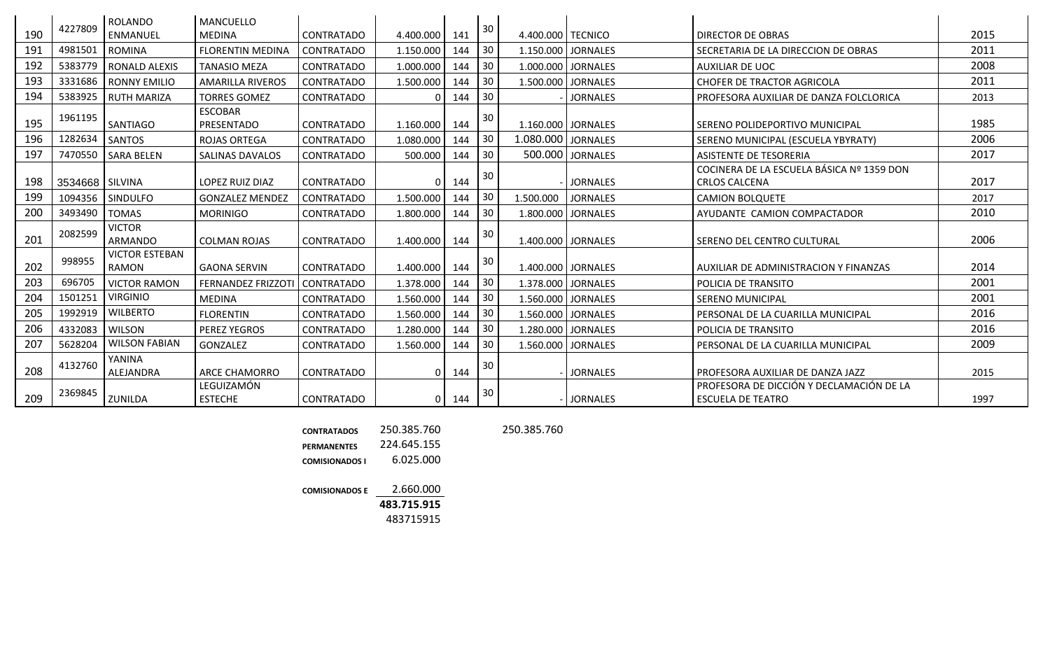| | | | | | | | | | | | |
|---|---|---|---|---|---|---|---|---|---|---|---|
| 190 | 4227809 | ROLANDO ENMANUEL | MANCUELLO MEDINA | CONTRATADO | 4.400.000 | 141 | 30 | 4.400.000 | TECNICO | DIRECTOR DE OBRAS | 2015 |
| 191 | 4981501 | ROMINA | FLORENTIN MEDINA | CONTRATADO | 1.150.000 | 144 | 30 | 1.150.000 | JORNALES | SECRETARIA DE LA DIRECCION DE OBRAS | 2011 |
| 192 | 5383779 | RONALD ALEXIS | TANASIO MEZA | CONTRATADO | 1.000.000 | 144 | 30 | 1.000.000 | JORNALES | AUXILIAR DE UOC | 2008 |
| 193 | 3331686 | RONNY EMILIO | AMARILLA RIVEROS | CONTRATADO | 1.500.000 | 144 | 30 | 1.500.000 | JORNALES | CHOFER DE TRACTOR AGRICOLA | 2011 |
| 194 | 5383925 | RUTH MARIZA | TORRES GOMEZ | CONTRATADO | 0 | 144 | 30 | - | JORNALES | PROFESORA AUXILIAR DE DANZA FOLCLORICA | 2013 |
| 195 | 1961195 | SANTIAGO | ESCOBAR PRESENTADO | CONTRATADO | 1.160.000 | 144 | 30 | 1.160.000 | JORNALES | SERENO POLIDEPORTIVO MUNICIPAL | 1985 |
| 196 | 1282634 | SANTOS | ROJAS ORTEGA | CONTRATADO | 1.080.000 | 144 | 30 | 1.080.000 | JORNALES | SERENO MUNICIPAL (ESCUELA YBYRATY) | 2006 |
| 197 | 7470550 | SARA BELEN | SALINAS DAVALOS | CONTRATADO | 500.000 | 144 | 30 | 500.000 | JORNALES | ASISTENTE DE TESORERIA | 2017 |
| 198 | 3534668 | SILVINA | LOPEZ RUIZ DIAZ | CONTRATADO | 0 | 144 | 30 | - | JORNALES | COCINERA DE LA ESCUELA BÁSICA Nº 1359 DON CRLOS CALCENA | 2017 |
| 199 | 1094356 | SINDULFO | GONZALEZ MENDEZ | CONTRATADO | 1.500.000 | 144 | 30 | 1.500.000 | JORNALES | CAMION BOLQUETE | 2017 |
| 200 | 3493490 | TOMAS | MORINIGO | CONTRATADO | 1.800.000 | 144 | 30 | 1.800.000 | JORNALES | AYUDANTE CAMION COMPACTADOR | 2010 |
| 201 | 2082599 | VICTOR ARMANDO | COLMAN ROJAS | CONTRATADO | 1.400.000 | 144 | 30 | 1.400.000 | JORNALES | SERENO DEL CENTRO CULTURAL | 2006 |
| 202 | 998955 | VICTOR ESTEBAN RAMON | GAONA SERVIN | CONTRATADO | 1.400.000 | 144 | 30 | 1.400.000 | JORNALES | AUXILIAR DE ADMINISTRACION Y FINANZAS | 2014 |
| 203 | 696705 | VICTOR RAMON | FERNANDEZ FRIZZOTI | CONTRATADO | 1.378.000 | 144 | 30 | 1.378.000 | JORNALES | POLICIA DE TRANSITO | 2001 |
| 204 | 1501251 | VIRGINIO | MEDINA | CONTRATADO | 1.560.000 | 144 | 30 | 1.560.000 | JORNALES | SERENO MUNICIPAL | 2001 |
| 205 | 1992919 | WILBERTO | FLORENTIN | CONTRATADO | 1.560.000 | 144 | 30 | 1.560.000 | JORNALES | PERSONAL DE LA CUARILLA MUNICIPAL | 2016 |
| 206 | 4332083 | WILSON | PEREZ YEGROS | CONTRATADO | 1.280.000 | 144 | 30 | 1.280.000 | JORNALES | POLICIA DE TRANSITO | 2016 |
| 207 | 5628204 | WILSON FABIAN | GONZALEZ | CONTRATADO | 1.560.000 | 144 | 30 | 1.560.000 | JORNALES | PERSONAL DE LA CUARILLA MUNICIPAL | 2009 |
| 208 | 4132760 | YANINA ALEJANDRA | ARCE CHAMORRO | CONTRATADO | 0 | 144 | 30 | - | JORNALES | PROFESORA AUXILIAR DE DANZA JAZZ | 2015 |
| 209 | 2369845 | ZUNILDA | LEGUIZAMÓN ESTECHE | CONTRATADO | 0 | 144 | 30 | - | JORNALES | PROFESORA DE DICCIÓN Y DECLAMACIÓN DE LA ESCUELA DE TEATRO | 1997 |

| | | |
|---|---|---|
| CONTRATADOS | 250.385.760 | 250.385.760 |
| PERMANENTES | 224.645.155 | |
| COMISIONADOS I | 6.025.000 | |
| COMISIONADOS E | 2.660.000 | |
| | **483.715.915** | |
| | 483715915 | |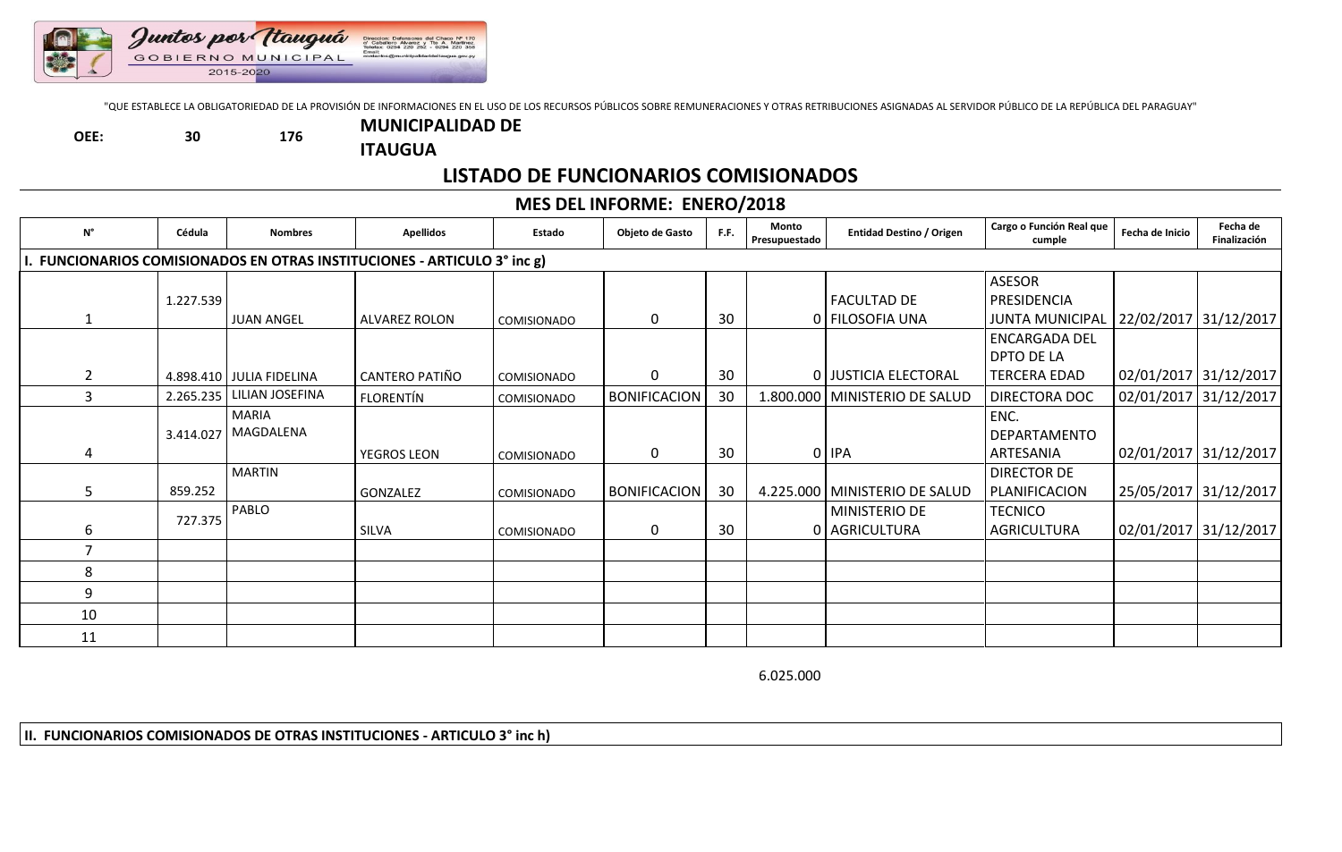Juntos por Itauguá
GOBIERNO MUNICIPAL
2015-2020

"QUE ESTABLECE LA OBLIGATORIEDAD DE LA PROVISIÓN DE INFORMACIONES EN EL USO DE LOS RECURSOS PÚBLICOS SOBRE REMUNERACIONES Y OTRAS RETRIBUCIONES ASIGNADAS AL SERVIDOR PÚBLICO DE LA REPÚBLICA DEL PARAGUAY"

**OEE:** 30 176 **MUNICIPALIDAD DE ITAUGUA**

# LISTADO DE FUNCIONARIOS COMISIONADOS

## MES DEL INFORME: ENERO/2018

| N° | Cédula | Nombres | Apellidos | Estado | Objeto de Gasto | F.F. | Monto Presupuestado | Entidad Destino / Origen | Cargo o Función Real que cumple | Fecha de Inicio | Fecha de Finalización |
|---|---|---|---|---|---|---|---|---|---|---|---|
| **I. FUNCIONARIOS COMISIONADOS EN OTRAS INSTITUCIONES - ARTICULO 3° inc g)** | | | | | | | | | | | |
| 1 | 1.227.539 | JUAN ANGEL | ALVAREZ ROLON | COMISIONADO | 0 | 30 | 0 | FACULTAD DE FILOSOFIA UNA | ASESOR PRESIDENCIA JUNTA MUNICIPAL | 22/02/2017 | 31/12/2017 |
| 2 | 4.898.410 | JULIA FIDELINA | CANTERO PATIÑO | COMISIONADO | 0 | 30 | 0 | JUSTICIA ELECTORAL | ENCARGADA DEL DPTO DE LA TERCERA EDAD | 02/01/2017 | 31/12/2017 |
| 3 | 2.265.235 | LILIAN JOSEFINA | FLORENTÍN | COMISIONADO | BONIFICACION | 30 | 1.800.000 | MINISTERIO DE SALUD | DIRECTORA DOC | 02/01/2017 | 31/12/2017 |
| 4 | 3.414.027 | MARIA MAGDALENA | YEGROS LEON | COMISIONADO | 0 | 30 | 0 | IPA | ENC. DEPARTAMENTO ARTESANIA | 02/01/2017 | 31/12/2017 |
| 5 | 859.252 | MARTIN | GONZALEZ | COMISIONADO | BONIFICACION | 30 | 4.225.000 | MINISTERIO DE SALUD | DIRECTOR DE PLANIFICACION | 25/05/2017 | 31/12/2017 |
| 6 | 727.375 | PABLO | SILVA | COMISIONADO | 0 | 30 | 0 | MINISTERIO DE AGRICULTURA | TECNICO AGRICULTURA | 02/01/2017 | 31/12/2017 |
| 7 | | | | | | | | | | | |
| 8 | | | | | | | | | | | |
| 9 | | | | | | | | | | | |
| 10 | | | | | | | | | | | |
| 11 | | | | | | | | | | | |
| | | | | | | | 6.025.000 | | | | |

**II. FUNCIONARIOS COMISIONADOS DE OTRAS INSTITUCIONES - ARTICULO 3° inc h)**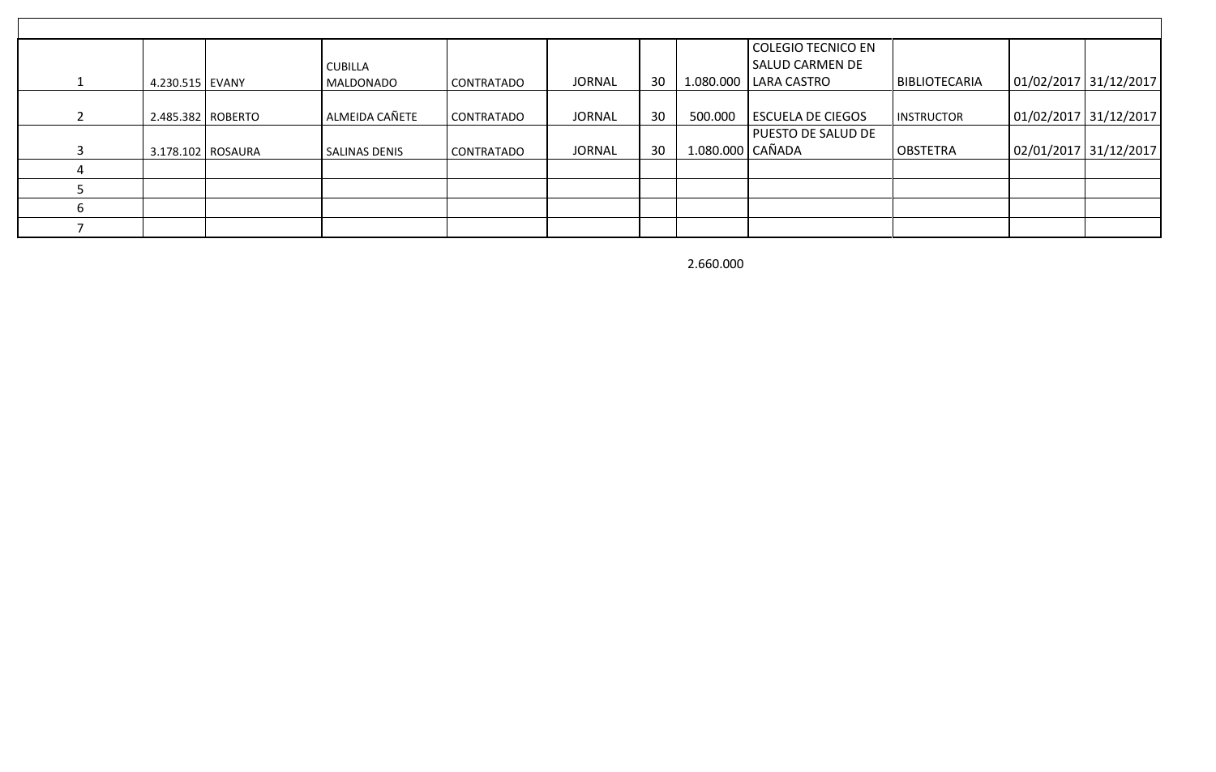| | | | | | | | | | | | |
|---|---|---|---|---|---|---|---|---|---|---|---|
| 1 | 4.230.515 | EVANY | CUBILLA MALDONADO | CONTRATADO | JORNAL | 30 | 1.080.000 | COLEGIO TECNICO EN SALUD CARMEN DE LARA CASTRO | BIBLIOTECARIA | 01/02/2017 | 31/12/2017 |
| 2 | 2.485.382 | ROBERTO | ALMEIDA CAÑETE | CONTRATADO | JORNAL | 30 | 500.000 | ESCUELA DE CIEGOS | INSTRUCTOR | 01/02/2017 | 31/12/2017 |
| 3 | 3.178.102 | ROSAURA | SALINAS DENIS | CONTRATADO | JORNAL | 30 | 1.080.000 | PUESTO DE SALUD DE CAÑADA | OBSTETRA | 02/01/2017 | 31/12/2017 |
| 4 | | | | | | | | | | | |
| 5 | | | | | | | | | | | |
| 6 | | | | | | | | | | | |
| 7 | | | | | | | | | | | |
| | | | | | | | 2.660.000 | | | | |